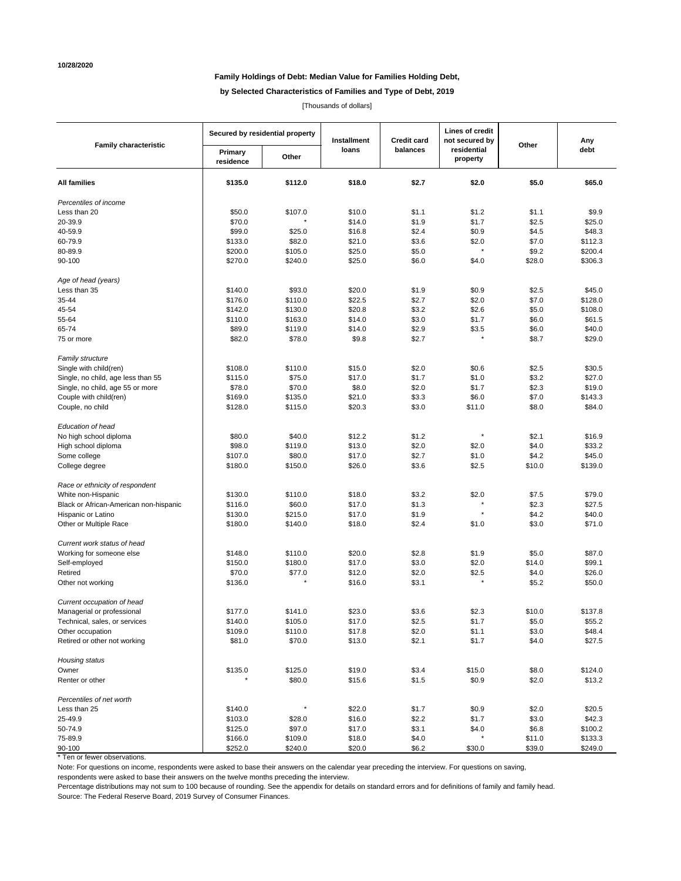10/28/2020

**Family Holdings of Debt: Median Value for Families Holding Debt,**

**by Selected Characteristics of Families and Type of Debt, 2019**

[Thousands of dollars]

| Family characteristic | Secured by residential property | | Installment loans | Credit card balances | Lines of credit not secured by residential property | Other | Any debt |
|---|---|---|---|---|---|---|---|
| | Primary residence | Other | | | | | |
| **All families** | **$135.0** | **$112.0** | **$18.0** | **$2.7** | **$2.0** | **$5.0** | **$65.0** |
| *Percentiles of income* | | | | | | | |
| Less than 20 | $50.0 | $107.0 | $10.0 | $1.1 | $1.2 | $1.1 | $9.9 |
| 20-39.9 | $70.0 | * | $14.0 | $1.9 | $1.7 | $2.5 | $25.0 |
| 40-59.9 | $99.0 | $25.0 | $16.8 | $2.4 | $0.9 | $4.5 | $48.3 |
| 60-79.9 | $133.0 | $82.0 | $21.0 | $3.6 | $2.0 | $7.0 | $112.3 |
| 80-89.9 | $200.0 | $105.0 | $25.0 | $5.0 | * | $9.2 | $200.4 |
| 90-100 | $270.0 | $240.0 | $25.0 | $6.0 | $4.0 | $28.0 | $306.3 |
| *Age of head (years)* | | | | | | | |
| Less than 35 | $140.0 | $93.0 | $20.0 | $1.9 | $0.9 | $2.5 | $45.0 |
| 35-44 | $176.0 | $110.0 | $22.5 | $2.7 | $2.0 | $7.0 | $128.0 |
| 45-54 | $142.0 | $130.0 | $20.8 | $3.2 | $2.6 | $5.0 | $108.0 |
| 55-64 | $110.0 | $163.0 | $14.0 | $3.0 | $1.7 | $6.0 | $61.5 |
| 65-74 | $89.0 | $119.0 | $14.0 | $2.9 | $3.5 | $6.0 | $40.0 |
| 75 or more | $82.0 | $78.0 | $9.8 | $2.7 | * | $8.7 | $29.0 |
| *Family structure* | | | | | | | |
| Single with child(ren) | $108.0 | $110.0 | $15.0 | $2.0 | $0.6 | $2.5 | $30.5 |
| Single, no child, age less than 55 | $115.0 | $75.0 | $17.0 | $1.7 | $1.0 | $3.2 | $27.0 |
| Single, no child, age 55 or more | $78.0 | $70.0 | $8.0 | $2.0 | $1.7 | $2.3 | $19.0 |
| Couple with child(ren) | $169.0 | $135.0 | $21.0 | $3.3 | $6.0 | $7.0 | $143.3 |
| Couple, no child | $128.0 | $115.0 | $20.3 | $3.0 | $11.0 | $8.0 | $84.0 |
| *Education of head* | | | | | | | |
| No high school diploma | $80.0 | $40.0 | $12.2 | $1.2 | * | $2.1 | $16.9 |
| High school diploma | $98.0 | $119.0 | $13.0 | $2.0 | $2.0 | $4.0 | $33.2 |
| Some college | $107.0 | $80.0 | $17.0 | $2.7 | $1.0 | $4.2 | $45.0 |
| College degree | $180.0 | $150.0 | $26.0 | $3.6 | $2.5 | $10.0 | $139.0 |
| *Race or ethnicity of respondent* | | | | | | | |
| White non-Hispanic | $130.0 | $110.0 | $18.0 | $3.2 | $2.0 | $7.5 | $79.0 |
| Black or African-American non-hispanic | $116.0 | $60.0 | $17.0 | $1.3 | * | $2.3 | $27.5 |
| Hispanic or Latino | $130.0 | $215.0 | $17.0 | $1.9 | * | $4.2 | $40.0 |
| Other or Multiple Race | $180.0 | $140.0 | $18.0 | $2.4 | $1.0 | $3.0 | $71.0 |
| *Current work status of head* | | | | | | | |
| Working for someone else | $148.0 | $110.0 | $20.0 | $2.8 | $1.9 | $5.0 | $87.0 |
| Self-employed | $150.0 | $180.0 | $17.0 | $3.0 | $2.0 | $14.0 | $99.1 |
| Retired | $70.0 | $77.0 | $12.0 | $2.0 | $2.5 | $4.0 | $26.0 |
| Other not working | $136.0 | * | $16.0 | $3.1 | * | $5.2 | $50.0 |
| *Current occupation of head* | | | | | | | |
| Managerial or professional | $177.0 | $141.0 | $23.0 | $3.6 | $2.3 | $10.0 | $137.8 |
| Technical, sales, or services | $140.0 | $105.0 | $17.0 | $2.5 | $1.7 | $5.0 | $55.2 |
| Other occupation | $109.0 | $110.0 | $17.8 | $2.0 | $1.1 | $3.0 | $48.4 |
| Retired or other not working | $81.0 | $70.0 | $13.0 | $2.1 | $1.7 | $4.0 | $27.5 |
| *Housing status* | | | | | | | |
| Owner | $135.0 | $125.0 | $19.0 | $3.4 | $15.0 | $8.0 | $124.0 |
| Renter or other | * | $80.0 | $15.6 | $1.5 | $0.9 | $2.0 | $13.2 |
| *Percentiles of net worth* | | | | | | | |
| Less than 25 | $140.0 | * | $22.0 | $1.7 | $0.9 | $2.0 | $20.5 |
| 25-49.9 | $103.0 | $28.0 | $16.0 | $2.2 | $1.7 | $3.0 | $42.3 |
| 50-74.9 | $125.0 | $97.0 | $17.0 | $3.1 | $4.0 | $6.8 | $100.2 |
| 75-89.9 | $166.0 | $109.0 | $18.0 | $4.0 | * | $11.0 | $133.3 |
| 90-100 | $252.0 | $240.0 | $20.0 | $6.2 | $30.0 | $39.0 | $249.0 |

* Ten or fewer observations.

Note: For questions on income, respondents were asked to base their answers on the calendar year preceding the interview. For questions on saving, respondents were asked to base their answers on the twelve months preceding the interview.

Percentage distributions may not sum to 100 because of rounding. See the appendix for details on standard errors and for definitions of family and family head.

Source: The Federal Reserve Board, 2019 Survey of Consumer Finances.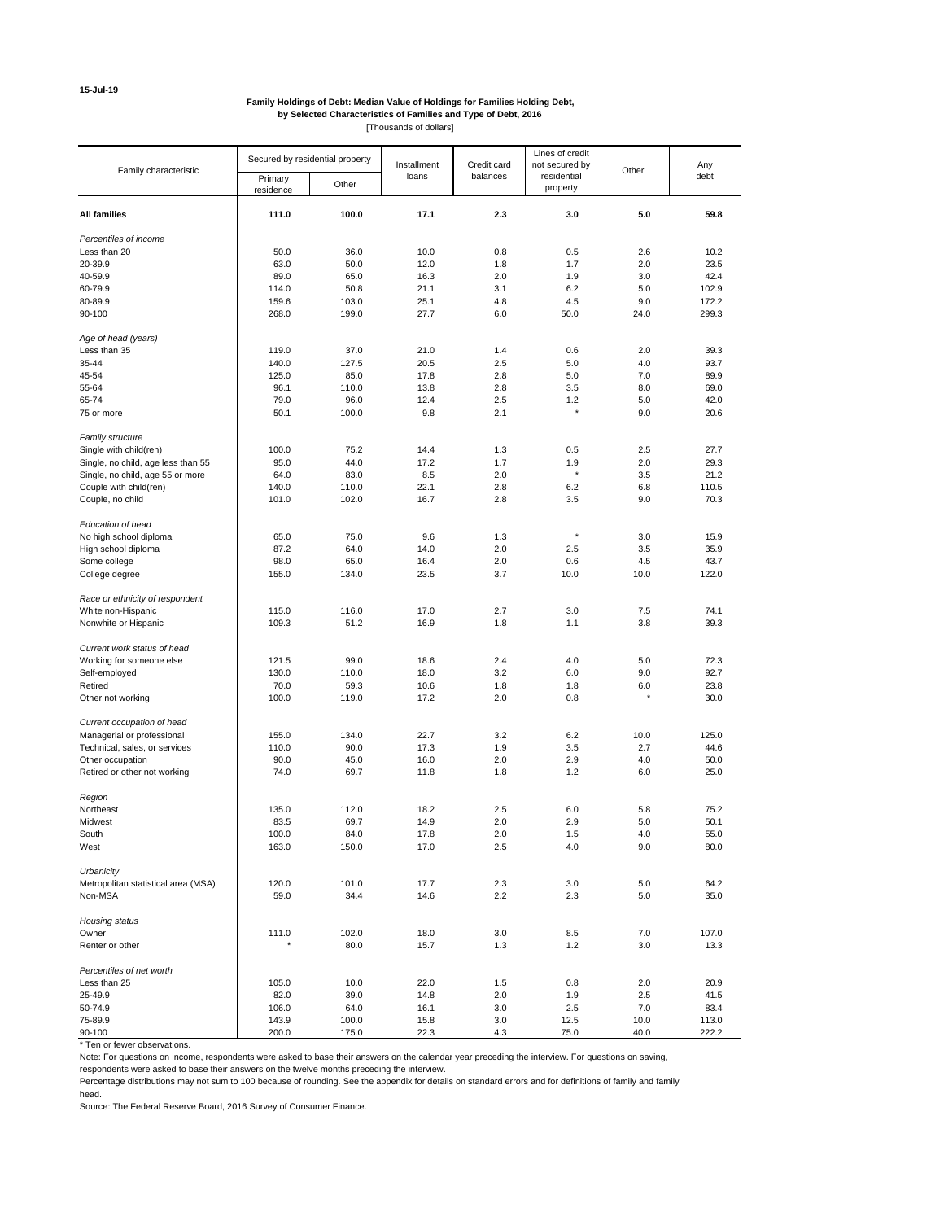15-Jul-19

**Family Holdings of Debt: Median Value of Holdings for Families Holding Debt, by Selected Characteristics of Families and Type of Debt, 2016**

[Thousands of dollars]

| Family characteristic | Secured by residential property | | Installment loans | Credit card balances | Lines of credit not secured by residential property | Other | Any debt |
|---|---|---|---|---|---|---|---|
| | Primary residence | Other | | | | | |
| **All families** | **111.0** | **100.0** | **17.1** | **2.3** | **3.0** | **5.0** | **59.8** |
| *Percentiles of income* | | | | | | | |
| Less than 20 | 50.0 | 36.0 | 10.0 | 0.8 | 0.5 | 2.6 | 10.2 |
| 20-39.9 | 63.0 | 50.0 | 12.0 | 1.8 | 1.7 | 2.0 | 23.5 |
| 40-59.9 | 89.0 | 65.0 | 16.3 | 2.0 | 1.9 | 3.0 | 42.4 |
| 60-79.9 | 114.0 | 50.8 | 21.1 | 3.1 | 6.2 | 5.0 | 102.9 |
| 80-89.9 | 159.6 | 103.0 | 25.1 | 4.8 | 4.5 | 9.0 | 172.2 |
| 90-100 | 268.0 | 199.0 | 27.7 | 6.0 | 50.0 | 24.0 | 299.3 |
| *Age of head (years)* | | | | | | | |
| Less than 35 | 119.0 | 37.0 | 21.0 | 1.4 | 0.6 | 2.0 | 39.3 |
| 35-44 | 140.0 | 127.5 | 20.5 | 2.5 | 5.0 | 4.0 | 93.7 |
| 45-54 | 125.0 | 85.0 | 17.8 | 2.8 | 5.0 | 7.0 | 89.9 |
| 55-64 | 96.1 | 110.0 | 13.8 | 2.8 | 3.5 | 8.0 | 69.0 |
| 65-74 | 79.0 | 96.0 | 12.4 | 2.5 | 1.2 | 5.0 | 42.0 |
| 75 or more | 50.1 | 100.0 | 9.8 | 2.1 | * | 9.0 | 20.6 |
| *Family structure* | | | | | | | |
| Single with child(ren) | 100.0 | 75.2 | 14.4 | 1.3 | 0.5 | 2.5 | 27.7 |
| Single, no child, age less than 55 | 95.0 | 44.0 | 17.2 | 1.7 | 1.9 | 2.0 | 29.3 |
| Single, no child, age 55 or more | 64.0 | 83.0 | 8.5 | 2.0 | * | 3.5 | 21.2 |
| Couple with child(ren) | 140.0 | 110.0 | 22.1 | 2.8 | 6.2 | 6.8 | 110.5 |
| Couple, no child | 101.0 | 102.0 | 16.7 | 2.8 | 3.5 | 9.0 | 70.3 |
| *Education of head* | | | | | | | |
| No high school diploma | 65.0 | 75.0 | 9.6 | 1.3 | * | 3.0 | 15.9 |
| High school diploma | 87.2 | 64.0 | 14.0 | 2.0 | 2.5 | 3.5 | 35.9 |
| Some college | 98.0 | 65.0 | 16.4 | 2.0 | 0.6 | 4.5 | 43.7 |
| College degree | 155.0 | 134.0 | 23.5 | 3.7 | 10.0 | 10.0 | 122.0 |
| *Race or ethnicity of respondent* | | | | | | | |
| White non-Hispanic | 115.0 | 116.0 | 17.0 | 2.7 | 3.0 | 7.5 | 74.1 |
| Nonwhite or Hispanic | 109.3 | 51.2 | 16.9 | 1.8 | 1.1 | 3.8 | 39.3 |
| *Current work status of head* | | | | | | | |
| Working for someone else | 121.5 | 99.0 | 18.6 | 2.4 | 4.0 | 5.0 | 72.3 |
| Self-employed | 130.0 | 110.0 | 18.0 | 3.2 | 6.0 | 9.0 | 92.7 |
| Retired | 70.0 | 59.3 | 10.6 | 1.8 | 1.8 | 6.0 | 23.8 |
| Other not working | 100.0 | 119.0 | 17.2 | 2.0 | 0.8 | * | 30.0 |
| *Current occupation of head* | | | | | | | |
| Managerial or professional | 155.0 | 134.0 | 22.7 | 3.2 | 6.2 | 10.0 | 125.0 |
| Technical, sales, or services | 110.0 | 90.0 | 17.3 | 1.9 | 3.5 | 2.7 | 44.6 |
| Other occupation | 90.0 | 45.0 | 16.0 | 2.0 | 2.9 | 4.0 | 50.0 |
| Retired or other not working | 74.0 | 69.7 | 11.8 | 1.8 | 1.2 | 6.0 | 25.0 |
| *Region* | | | | | | | |
| Northeast | 135.0 | 112.0 | 18.2 | 2.5 | 6.0 | 5.8 | 75.2 |
| Midwest | 83.5 | 69.7 | 14.9 | 2.0 | 2.9 | 5.0 | 50.1 |
| South | 100.0 | 84.0 | 17.8 | 2.0 | 1.5 | 4.0 | 55.0 |
| West | 163.0 | 150.0 | 17.0 | 2.5 | 4.0 | 9.0 | 80.0 |
| *Urbanicity* | | | | | | | |
| Metropolitan statistical area (MSA) | 120.0 | 101.0 | 17.7 | 2.3 | 3.0 | 5.0 | 64.2 |
| Non-MSA | 59.0 | 34.4 | 14.6 | 2.2 | 2.3 | 5.0 | 35.0 |
| *Housing status* | | | | | | | |
| Owner | 111.0 | 102.0 | 18.0 | 3.0 | 8.5 | 7.0 | 107.0 |
| Renter or other | * | 80.0 | 15.7 | 1.3 | 1.2 | 3.0 | 13.3 |
| *Percentiles of net worth* | | | | | | | |
| Less than 25 | 105.0 | 10.0 | 22.0 | 1.5 | 0.8 | 2.0 | 20.9 |
| 25-49.9 | 82.0 | 39.0 | 14.8 | 2.0 | 1.9 | 2.5 | 41.5 |
| 50-74.9 | 106.0 | 64.0 | 16.1 | 3.0 | 2.5 | 7.0 | 83.4 |
| 75-89.9 | 143.9 | 100.0 | 15.8 | 3.0 | 12.5 | 10.0 | 113.0 |
| 90-100 | 200.0 | 175.0 | 22.3 | 4.3 | 75.0 | 40.0 | 222.2 |

* Ten or fewer observations.

Note: For questions on income, respondents were asked to base their answers on the calendar year preceding the interview. For questions on saving, respondents were asked to base their answers on the twelve months preceding the interview.

Percentage distributions may not sum to 100 because of rounding. See the appendix for details on standard errors and for definitions of family and family head.

Source: The Federal Reserve Board, 2016 Survey of Consumer Finance.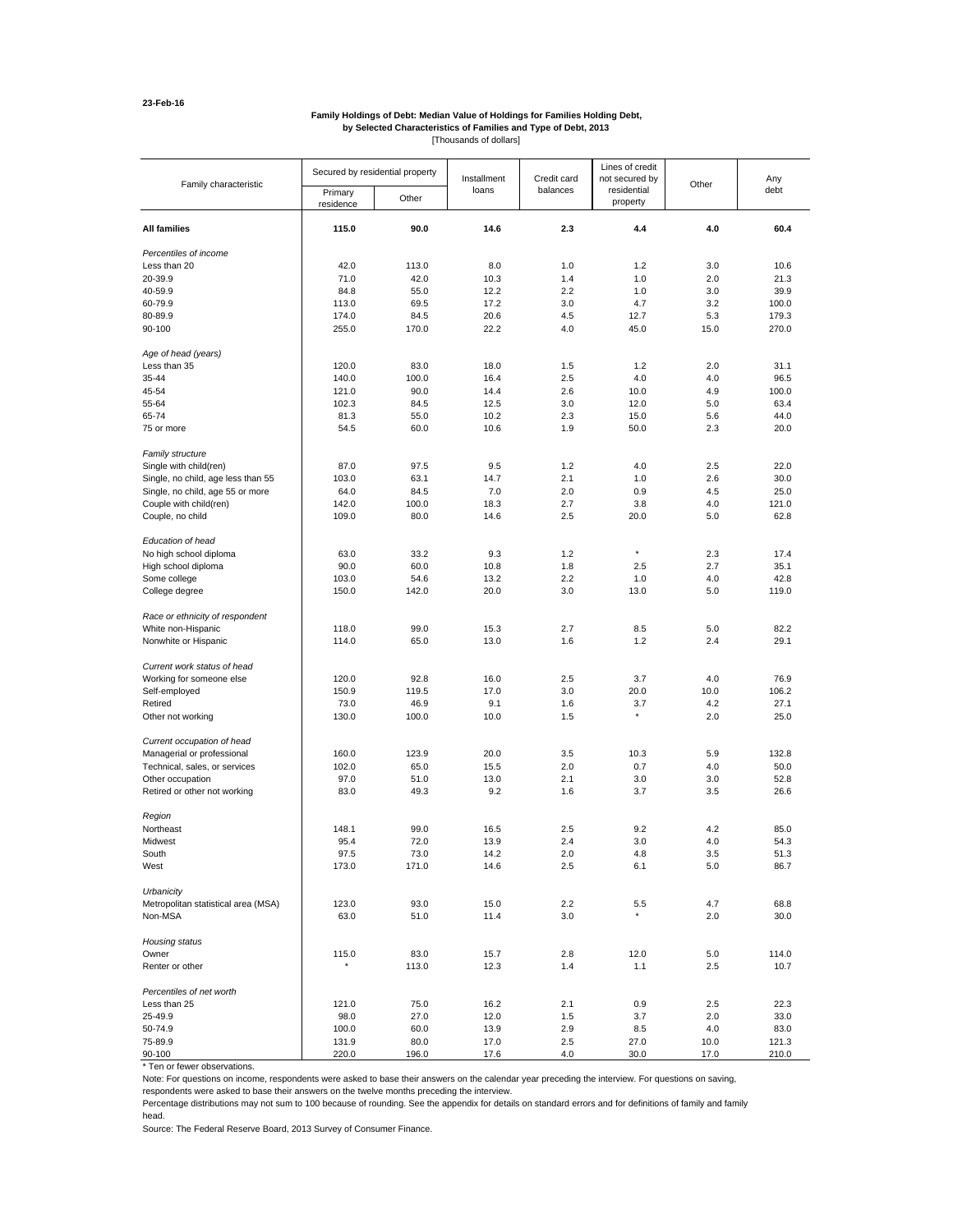23-Feb-16

**Family Holdings of Debt: Median Value of Holdings for Families Holding Debt, by Selected Characteristics of Families and Type of Debt, 2013**

[Thousands of dollars]

| Family characteristic | Secured by residential property | | Installment loans | Credit card balances | Lines of credit not secured by residential property | Other | Any debt |
|---|---|---|---|---|---|---|---|
| | Primary residence | Other | | | | | |
| **All families** | **115.0** | **90.0** | **14.6** | **2.3** | **4.4** | **4.0** | **60.4** |
| *Percentiles of income* | | | | | | | |
| Less than 20 | 42.0 | 113.0 | 8.0 | 1.0 | 1.2 | 3.0 | 10.6 |
| 20-39.9 | 71.0 | 42.0 | 10.3 | 1.4 | 1.0 | 2.0 | 21.3 |
| 40-59.9 | 84.8 | 55.0 | 12.2 | 2.2 | 1.0 | 3.0 | 39.9 |
| 60-79.9 | 113.0 | 69.5 | 17.2 | 3.0 | 4.7 | 3.2 | 100.0 |
| 80-89.9 | 174.0 | 84.5 | 20.6 | 4.5 | 12.7 | 5.3 | 179.3 |
| 90-100 | 255.0 | 170.0 | 22.2 | 4.0 | 45.0 | 15.0 | 270.0 |
| *Age of head (years)* | | | | | | | |
| Less than 35 | 120.0 | 83.0 | 18.0 | 1.5 | 1.2 | 2.0 | 31.1 |
| 35-44 | 140.0 | 100.0 | 16.4 | 2.5 | 4.0 | 4.0 | 96.5 |
| 45-54 | 121.0 | 90.0 | 14.4 | 2.6 | 10.0 | 4.9 | 100.0 |
| 55-64 | 102.3 | 84.5 | 12.5 | 3.0 | 12.0 | 5.0 | 63.4 |
| 65-74 | 81.3 | 55.0 | 10.2 | 2.3 | 15.0 | 5.6 | 44.0 |
| 75 or more | 54.5 | 60.0 | 10.6 | 1.9 | 50.0 | 2.3 | 20.0 |
| *Family structure* | | | | | | | |
| Single with child(ren) | 87.0 | 97.5 | 9.5 | 1.2 | 4.0 | 2.5 | 22.0 |
| Single, no child, age less than 55 | 103.0 | 63.1 | 14.7 | 2.1 | 1.0 | 2.6 | 30.0 |
| Single, no child, age 55 or more | 64.0 | 84.5 | 7.0 | 2.0 | 0.9 | 4.5 | 25.0 |
| Couple with child(ren) | 142.0 | 100.0 | 18.3 | 2.7 | 3.8 | 4.0 | 121.0 |
| Couple, no child | 109.0 | 80.0 | 14.6 | 2.5 | 20.0 | 5.0 | 62.8 |
| *Education of head* | | | | | | | |
| No high school diploma | 63.0 | 33.2 | 9.3 | 1.2 | * | 2.3 | 17.4 |
| High school diploma | 90.0 | 60.0 | 10.8 | 1.8 | 2.5 | 2.7 | 35.1 |
| Some college | 103.0 | 54.6 | 13.2 | 2.2 | 1.0 | 4.0 | 42.8 |
| College degree | 150.0 | 142.0 | 20.0 | 3.0 | 13.0 | 5.0 | 119.0 |
| *Race or ethnicity of respondent* | | | | | | | |
| White non-Hispanic | 118.0 | 99.0 | 15.3 | 2.7 | 8.5 | 5.0 | 82.2 |
| Nonwhite or Hispanic | 114.0 | 65.0 | 13.0 | 1.6 | 1.2 | 2.4 | 29.1 |
| *Current work status of head* | | | | | | | |
| Working for someone else | 120.0 | 92.8 | 16.0 | 2.5 | 3.7 | 4.0 | 76.9 |
| Self-employed | 150.9 | 119.5 | 17.0 | 3.0 | 20.0 | 10.0 | 106.2 |
| Retired | 73.0 | 46.9 | 9.1 | 1.6 | 3.7 | 4.2 | 27.1 |
| Other not working | 130.0 | 100.0 | 10.0 | 1.5 | * | 2.0 | 25.0 |
| *Current occupation of head* | | | | | | | |
| Managerial or professional | 160.0 | 123.9 | 20.0 | 3.5 | 10.3 | 5.9 | 132.8 |
| Technical, sales, or services | 102.0 | 65.0 | 15.5 | 2.0 | 0.7 | 4.0 | 50.0 |
| Other occupation | 97.0 | 51.0 | 13.0 | 2.1 | 3.0 | 3.0 | 52.8 |
| Retired or other not working | 83.0 | 49.3 | 9.2 | 1.6 | 3.7 | 3.5 | 26.6 |
| *Region* | | | | | | | |
| Northeast | 148.1 | 99.0 | 16.5 | 2.5 | 9.2 | 4.2 | 85.0 |
| Midwest | 95.4 | 72.0 | 13.9 | 2.4 | 3.0 | 4.0 | 54.3 |
| South | 97.5 | 73.0 | 14.2 | 2.0 | 4.8 | 3.5 | 51.3 |
| West | 173.0 | 171.0 | 14.6 | 2.5 | 6.1 | 5.0 | 86.7 |
| *Urbanicity* | | | | | | | |
| Metropolitan statistical area (MSA) | 123.0 | 93.0 | 15.0 | 2.2 | 5.5 | 4.7 | 68.8 |
| Non-MSA | 63.0 | 51.0 | 11.4 | 3.0 | * | 2.0 | 30.0 |
| *Housing status* | | | | | | | |
| Owner | 115.0 | 83.0 | 15.7 | 2.8 | 12.0 | 5.0 | 114.0 |
| Renter or other | * | 113.0 | 12.3 | 1.4 | 1.1 | 2.5 | 10.7 |
| *Percentiles of net worth* | | | | | | | |
| Less than 25 | 121.0 | 75.0 | 16.2 | 2.1 | 0.9 | 2.5 | 22.3 |
| 25-49.9 | 98.0 | 27.0 | 12.0 | 1.5 | 3.7 | 2.0 | 33.0 |
| 50-74.9 | 100.0 | 60.0 | 13.9 | 2.9 | 8.5 | 4.0 | 83.0 |
| 75-89.9 | 131.9 | 80.0 | 17.0 | 2.5 | 27.0 | 10.0 | 121.3 |
| 90-100 | 220.0 | 196.0 | 17.6 | 4.0 | 30.0 | 17.0 | 210.0 |

* Ten or fewer observations.

Note: For questions on income, respondents were asked to base their answers on the calendar year preceding the interview. For questions on saving, respondents were asked to base their answers on the twelve months preceding the interview.

Percentage distributions may not sum to 100 because of rounding. See the appendix for details on standard errors and for definitions of family and family head.

Source: The Federal Reserve Board, 2013 Survey of Consumer Finance.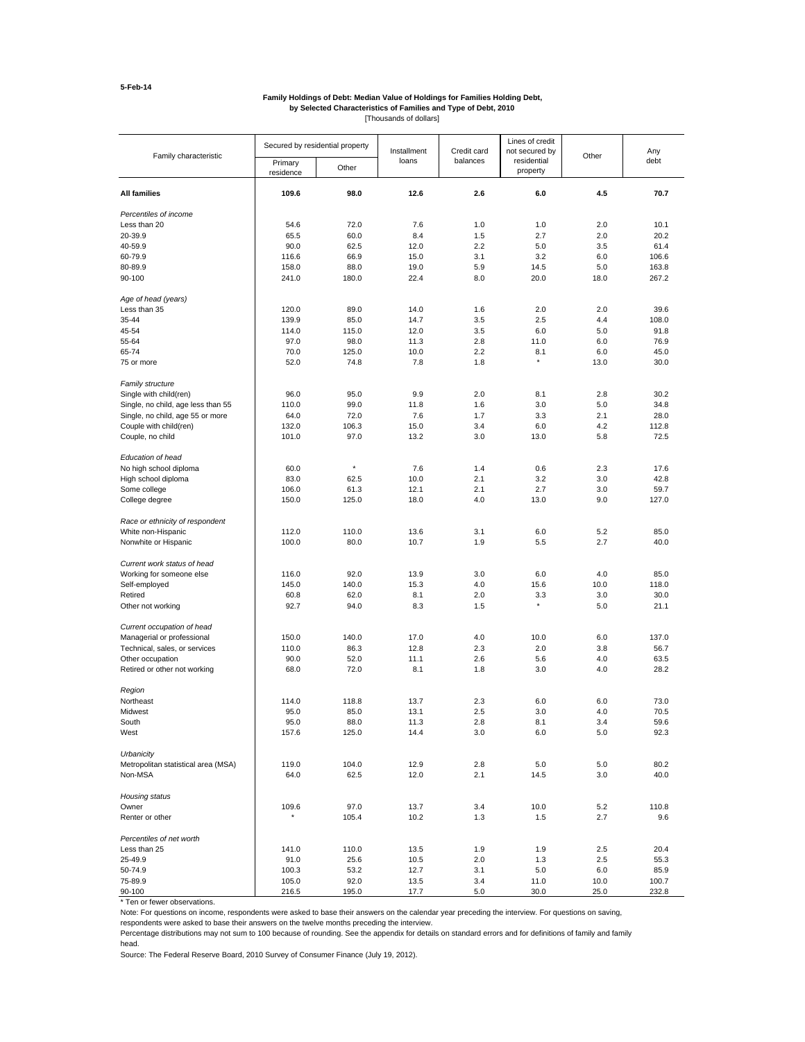5-Feb-14

**Family Holdings of Debt: Median Value of Holdings for Families Holding Debt, by Selected Characteristics of Families and Type of Debt, 2010**

[Thousands of dollars]

| Family characteristic | Secured by residential property | | Installment loans | Credit card balances | Lines of credit not secured by residential property | Other | Any debt |
|---|---|---|---|---|---|---|---|
| | Primary residence | Other | | | | | |
| **All families** | **109.6** | **98.0** | **12.6** | **2.6** | **6.0** | **4.5** | **70.7** |
| *Percentiles of income* | | | | | | | |
| Less than 20 | 54.6 | 72.0 | 7.6 | 1.0 | 1.0 | 2.0 | 10.1 |
| 20-39.9 | 65.5 | 60.0 | 8.4 | 1.5 | 2.7 | 2.0 | 20.2 |
| 40-59.9 | 90.0 | 62.5 | 12.0 | 2.2 | 5.0 | 3.5 | 61.4 |
| 60-79.9 | 116.6 | 66.9 | 15.0 | 3.1 | 3.2 | 6.0 | 106.6 |
| 80-89.9 | 158.0 | 88.0 | 19.0 | 5.9 | 14.5 | 5.0 | 163.8 |
| 90-100 | 241.0 | 180.0 | 22.4 | 8.0 | 20.0 | 18.0 | 267.2 |
| *Age of head (years)* | | | | | | | |
| Less than 35 | 120.0 | 89.0 | 14.0 | 1.6 | 2.0 | 2.0 | 39.6 |
| 35-44 | 139.9 | 85.0 | 14.7 | 3.5 | 2.5 | 4.4 | 108.0 |
| 45-54 | 114.0 | 115.0 | 12.0 | 3.5 | 6.0 | 5.0 | 91.8 |
| 55-64 | 97.0 | 98.0 | 11.3 | 2.8 | 11.0 | 6.0 | 76.9 |
| 65-74 | 70.0 | 125.0 | 10.0 | 2.2 | 8.1 | 6.0 | 45.0 |
| 75 or more | 52.0 | 74.8 | 7.8 | 1.8 | * | 13.0 | 30.0 |
| *Family structure* | | | | | | | |
| Single with child(ren) | 96.0 | 95.0 | 9.9 | 2.0 | 8.1 | 2.8 | 30.2 |
| Single, no child, age less than 55 | 110.0 | 99.0 | 11.8 | 1.6 | 3.0 | 5.0 | 34.8 |
| Single, no child, age 55 or more | 64.0 | 72.0 | 7.6 | 1.7 | 3.3 | 2.1 | 28.0 |
| Couple with child(ren) | 132.0 | 106.3 | 15.0 | 3.4 | 6.0 | 4.2 | 112.8 |
| Couple, no child | 101.0 | 97.0 | 13.2 | 3.0 | 13.0 | 5.8 | 72.5 |
| *Education of head* | | | | | | | |
| No high school diploma | 60.0 | * | 7.6 | 1.4 | 0.6 | 2.3 | 17.6 |
| High school diploma | 83.0 | 62.5 | 10.0 | 2.1 | 3.2 | 3.0 | 42.8 |
| Some college | 106.0 | 61.3 | 12.1 | 2.1 | 2.7 | 3.0 | 59.7 |
| College degree | 150.0 | 125.0 | 18.0 | 4.0 | 13.0 | 9.0 | 127.0 |
| *Race or ethnicity of respondent* | | | | | | | |
| White non-Hispanic | 112.0 | 110.0 | 13.6 | 3.1 | 6.0 | 5.2 | 85.0 |
| Nonwhite or Hispanic | 100.0 | 80.0 | 10.7 | 1.9 | 5.5 | 2.7 | 40.0 |
| *Current work status of head* | | | | | | | |
| Working for someone else | 116.0 | 92.0 | 13.9 | 3.0 | 6.0 | 4.0 | 85.0 |
| Self-employed | 145.0 | 140.0 | 15.3 | 4.0 | 15.6 | 10.0 | 118.0 |
| Retired | 60.8 | 62.0 | 8.1 | 2.0 | 3.3 | 3.0 | 30.0 |
| Other not working | 92.7 | 94.0 | 8.3 | 1.5 | * | 5.0 | 21.1 |
| *Current occupation of head* | | | | | | | |
| Managerial or professional | 150.0 | 140.0 | 17.0 | 4.0 | 10.0 | 6.0 | 137.0 |
| Technical, sales, or services | 110.0 | 86.3 | 12.8 | 2.3 | 2.0 | 3.8 | 56.7 |
| Other occupation | 90.0 | 52.0 | 11.1 | 2.6 | 5.6 | 4.0 | 63.5 |
| Retired or other not working | 68.0 | 72.0 | 8.1 | 1.8 | 3.0 | 4.0 | 28.2 |
| *Region* | | | | | | | |
| Northeast | 114.0 | 118.8 | 13.7 | 2.3 | 6.0 | 6.0 | 73.0 |
| Midwest | 95.0 | 85.0 | 13.1 | 2.5 | 3.0 | 4.0 | 70.5 |
| South | 95.0 | 88.0 | 11.3 | 2.8 | 8.1 | 3.4 | 59.6 |
| West | 157.6 | 125.0 | 14.4 | 3.0 | 6.0 | 5.0 | 92.3 |
| *Urbanicity* | | | | | | | |
| Metropolitan statistical area (MSA) | 119.0 | 104.0 | 12.9 | 2.8 | 5.0 | 5.0 | 80.2 |
| Non-MSA | 64.0 | 62.5 | 12.0 | 2.1 | 14.5 | 3.0 | 40.0 |
| *Housing status* | | | | | | | |
| Owner | 109.6 | 97.0 | 13.7 | 3.4 | 10.0 | 5.2 | 110.8 |
| Renter or other | * | 105.4 | 10.2 | 1.3 | 1.5 | 2.7 | 9.6 |
| *Percentiles of net worth* | | | | | | | |
| Less than 25 | 141.0 | 110.0 | 13.5 | 1.9 | 1.9 | 2.5 | 20.4 |
| 25-49.9 | 91.0 | 25.6 | 10.5 | 2.0 | 1.3 | 2.5 | 55.3 |
| 50-74.9 | 100.3 | 53.2 | 12.7 | 3.1 | 5.0 | 6.0 | 85.9 |
| 75-89.9 | 105.0 | 92.0 | 13.5 | 3.4 | 11.0 | 10.0 | 100.7 |
| 90-100 | 216.5 | 195.0 | 17.7 | 5.0 | 30.0 | 25.0 | 232.8 |

\* Ten or fewer observations.

Note: For questions on income, respondents were asked to base their answers on the calendar year preceding the interview. For questions on saving, respondents were asked to base their answers on the twelve months preceding the interview.

Percentage distributions may not sum to 100 because of rounding. See the appendix for details on standard errors and for definitions of family and family head.

Source: The Federal Reserve Board, 2010 Survey of Consumer Finance (July 19, 2012).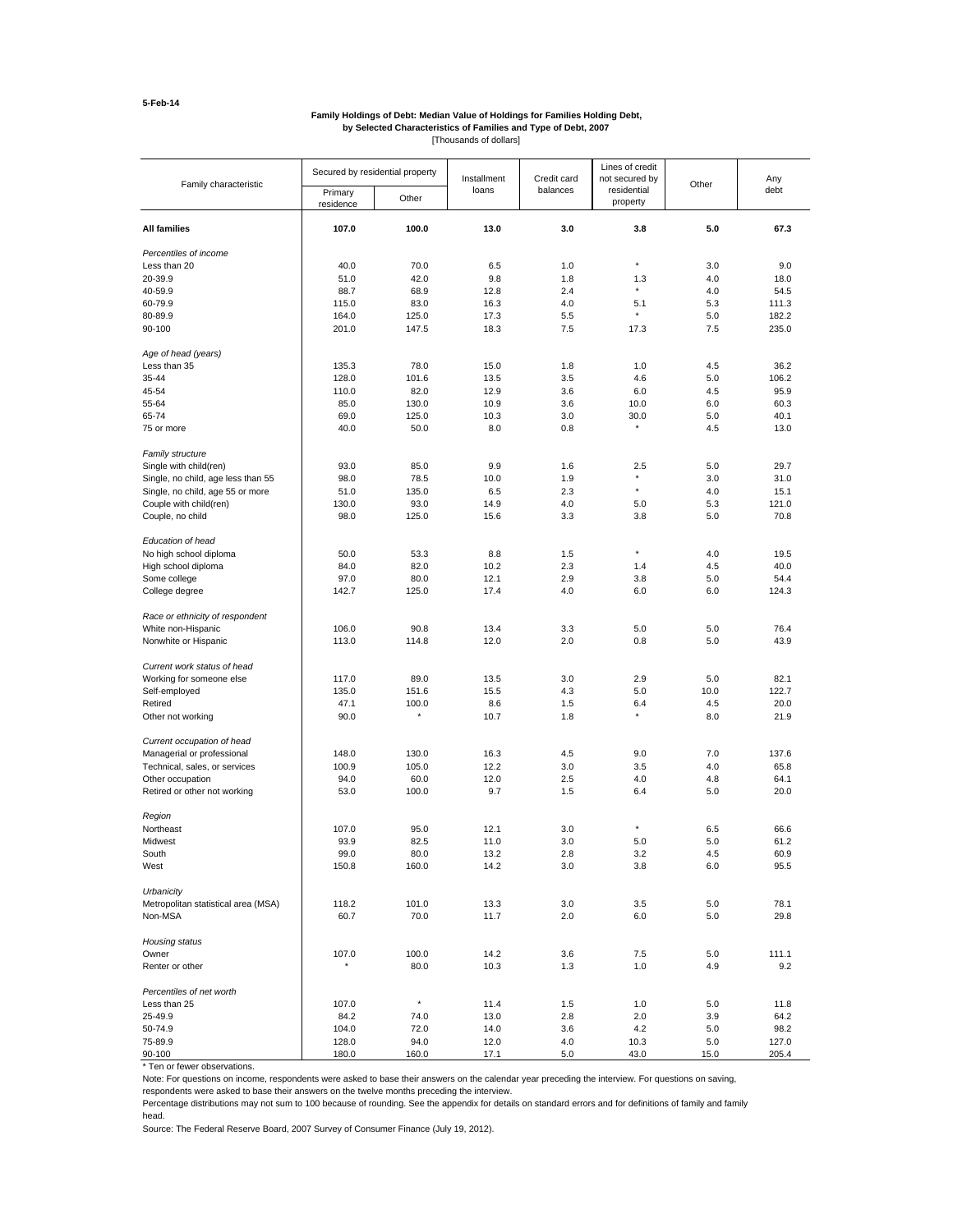5-Feb-14

**Family Holdings of Debt: Median Value of Holdings for Families Holding Debt, by Selected Characteristics of Families and Type of Debt, 2007**
[Thousands of dollars]

| Family characteristic | Secured by residential property | | Installment loans | Credit card balances | Lines of credit not secured by residential property | Other | Any debt |
|---|---|---|---|---|---|---|---|
| | Primary residence | Other | | | | | |
| **All families** | **107.0** | **100.0** | **13.0** | **3.0** | **3.8** | **5.0** | **67.3** |
| *Percentiles of income* | | | | | | | |
| Less than 20 | 40.0 | 70.0 | 6.5 | 1.0 | * | 3.0 | 9.0 |
| 20-39.9 | 51.0 | 42.0 | 9.8 | 1.8 | 1.3 | 4.0 | 18.0 |
| 40-59.9 | 88.7 | 68.9 | 12.8 | 2.4 | * | 4.0 | 54.5 |
| 60-79.9 | 115.0 | 83.0 | 16.3 | 4.0 | 5.1 | 5.3 | 111.3 |
| 80-89.9 | 164.0 | 125.0 | 17.3 | 5.5 | * | 5.0 | 182.2 |
| 90-100 | 201.0 | 147.5 | 18.3 | 7.5 | 17.3 | 7.5 | 235.0 |
| *Age of head (years)* | | | | | | | |
| Less than 35 | 135.3 | 78.0 | 15.0 | 1.8 | 1.0 | 4.5 | 36.2 |
| 35-44 | 128.0 | 101.6 | 13.5 | 3.5 | 4.6 | 5.0 | 106.2 |
| 45-54 | 110.0 | 82.0 | 12.9 | 3.6 | 6.0 | 4.5 | 95.9 |
| 55-64 | 85.0 | 130.0 | 10.9 | 3.6 | 10.0 | 6.0 | 60.3 |
| 65-74 | 69.0 | 125.0 | 10.3 | 3.0 | 30.0 | 5.0 | 40.1 |
| 75 or more | 40.0 | 50.0 | 8.0 | 0.8 | * | 4.5 | 13.0 |
| *Family structure* | | | | | | | |
| Single with child(ren) | 93.0 | 85.0 | 9.9 | 1.6 | 2.5 | 5.0 | 29.7 |
| Single, no child, age less than 55 | 98.0 | 78.5 | 10.0 | 1.9 | * | 3.0 | 31.0 |
| Single, no child, age 55 or more | 51.0 | 135.0 | 6.5 | 2.3 | * | 4.0 | 15.1 |
| Couple with child(ren) | 130.0 | 93.0 | 14.9 | 4.0 | 5.0 | 5.3 | 121.0 |
| Couple, no child | 98.0 | 125.0 | 15.6 | 3.3 | 3.8 | 5.0 | 70.8 |
| *Education of head* | | | | | | | |
| No high school diploma | 50.0 | 53.3 | 8.8 | 1.5 | * | 4.0 | 19.5 |
| High school diploma | 84.0 | 82.0 | 10.2 | 2.3 | 1.4 | 4.5 | 40.0 |
| Some college | 97.0 | 80.0 | 12.1 | 2.9 | 3.8 | 5.0 | 54.4 |
| College degree | 142.7 | 125.0 | 17.4 | 4.0 | 6.0 | 6.0 | 124.3 |
| *Race or ethnicity of respondent* | | | | | | | |
| White non-Hispanic | 106.0 | 90.8 | 13.4 | 3.3 | 5.0 | 5.0 | 76.4 |
| Nonwhite or Hispanic | 113.0 | 114.8 | 12.0 | 2.0 | 0.8 | 5.0 | 43.9 |
| *Current work status of head* | | | | | | | |
| Working for someone else | 117.0 | 89.0 | 13.5 | 3.0 | 2.9 | 5.0 | 82.1 |
| Self-employed | 135.0 | 151.6 | 15.5 | 4.3 | 5.0 | 10.0 | 122.7 |
| Retired | 47.1 | 100.0 | 8.6 | 1.5 | 6.4 | 4.5 | 20.0 |
| Other not working | 90.0 | * | 10.7 | 1.8 | * | 8.0 | 21.9 |
| *Current occupation of head* | | | | | | | |
| Managerial or professional | 148.0 | 130.0 | 16.3 | 4.5 | 9.0 | 7.0 | 137.6 |
| Technical, sales, or services | 100.9 | 105.0 | 12.2 | 3.0 | 3.5 | 4.0 | 65.8 |
| Other occupation | 94.0 | 60.0 | 12.0 | 2.5 | 4.0 | 4.8 | 64.1 |
| Retired or other not working | 53.0 | 100.0 | 9.7 | 1.5 | 6.4 | 5.0 | 20.0 |
| *Region* | | | | | | | |
| Northeast | 107.0 | 95.0 | 12.1 | 3.0 | * | 6.5 | 66.6 |
| Midwest | 93.9 | 82.5 | 11.0 | 3.0 | 5.0 | 5.0 | 61.2 |
| South | 99.0 | 80.0 | 13.2 | 2.8 | 3.2 | 4.5 | 60.9 |
| West | 150.8 | 160.0 | 14.2 | 3.0 | 3.8 | 6.0 | 95.5 |
| *Urbanicity* | | | | | | | |
| Metropolitan statistical area (MSA) | 118.2 | 101.0 | 13.3 | 3.0 | 3.5 | 5.0 | 78.1 |
| Non-MSA | 60.7 | 70.0 | 11.7 | 2.0 | 6.0 | 5.0 | 29.8 |
| *Housing status* | | | | | | | |
| Owner | 107.0 | 100.0 | 14.2 | 3.6 | 7.5 | 5.0 | 111.1 |
| Renter or other | * | 80.0 | 10.3 | 1.3 | 1.0 | 4.9 | 9.2 |
| *Percentiles of net worth* | | | | | | | |
| Less than 25 | 107.0 | * | 11.4 | 1.5 | 1.0 | 5.0 | 11.8 |
| 25-49.9 | 84.2 | 74.0 | 13.0 | 2.8 | 2.0 | 3.9 | 64.2 |
| 50-74.9 | 104.0 | 72.0 | 14.0 | 3.6 | 4.2 | 5.0 | 98.2 |
| 75-89.9 | 128.0 | 94.0 | 12.0 | 4.0 | 10.3 | 5.0 | 127.0 |
| 90-100 | 180.0 | 160.0 | 17.1 | 5.0 | 43.0 | 15.0 | 205.4 |

* Ten or fewer observations.

Note: For questions on income, respondents were asked to base their answers on the calendar year preceding the interview. For questions on saving, respondents were asked to base their answers on the twelve months preceding the interview.

Percentage distributions may not sum to 100 because of rounding. See the appendix for details on standard errors and for definitions of family and family head.

Source: The Federal Reserve Board, 2007 Survey of Consumer Finance (July 19, 2012).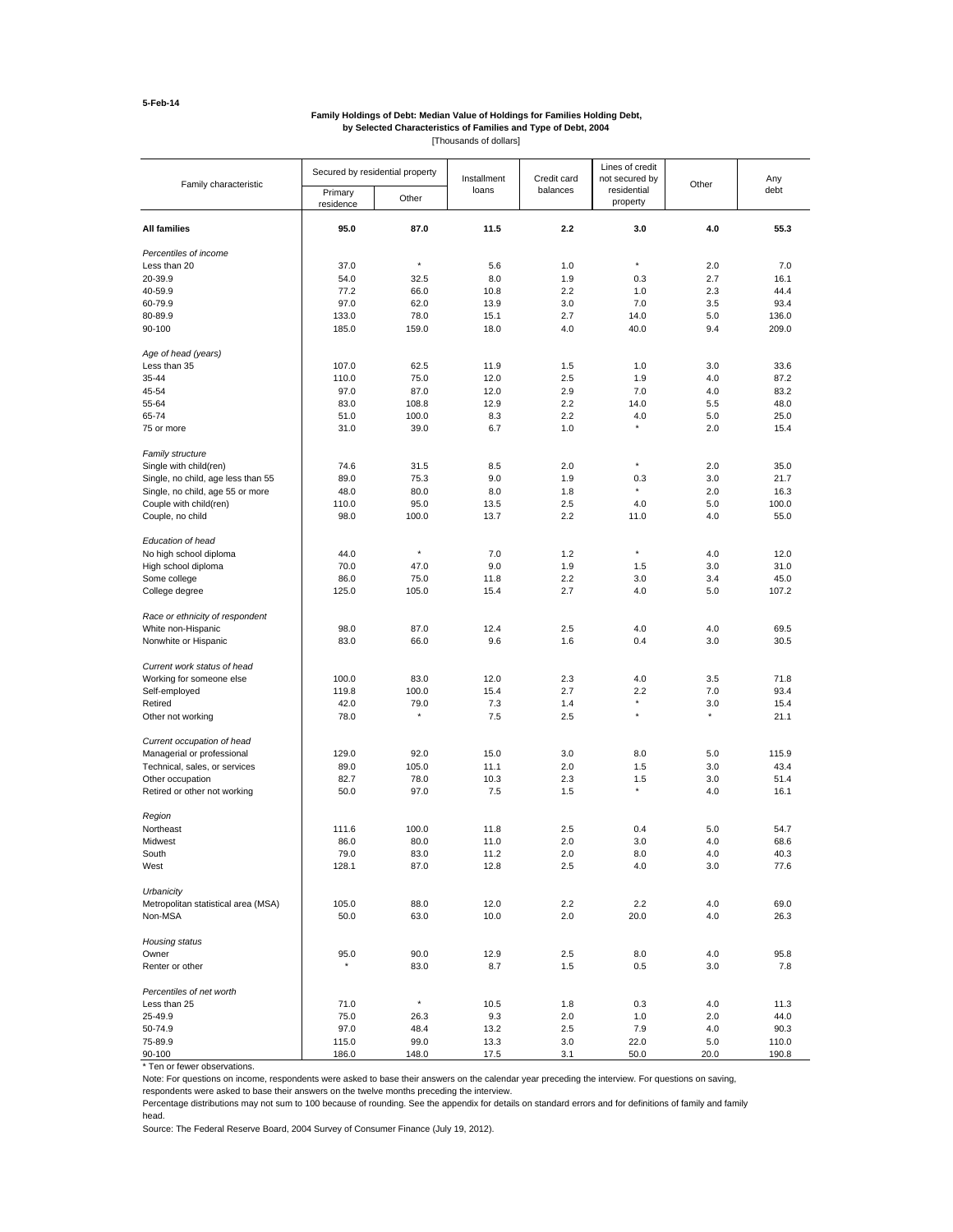5-Feb-14

**Family Holdings of Debt: Median Value of Holdings for Families Holding Debt, by Selected Characteristics of Families and Type of Debt, 2004**

[Thousands of dollars]

| Family characteristic | Secured by residential property | | Installment loans | Credit card balances | Lines of credit not secured by residential property | Other | Any debt |
|---|---|---|---|---|---|---|---|
| | Primary residence | Other | | | | | |
| **All families** | **95.0** | **87.0** | **11.5** | **2.2** | **3.0** | **4.0** | **55.3** |
| *Percentiles of income* | | | | | | | |
| Less than 20 | 37.0 | * | 5.6 | 1.0 | * | 2.0 | 7.0 |
| 20-39.9 | 54.0 | 32.5 | 8.0 | 1.9 | 0.3 | 2.7 | 16.1 |
| 40-59.9 | 77.2 | 66.0 | 10.8 | 2.2 | 1.0 | 2.3 | 44.4 |
| 60-79.9 | 97.0 | 62.0 | 13.9 | 3.0 | 7.0 | 3.5 | 93.4 |
| 80-89.9 | 133.0 | 78.0 | 15.1 | 2.7 | 14.0 | 5.0 | 136.0 |
| 90-100 | 185.0 | 159.0 | 18.0 | 4.0 | 40.0 | 9.4 | 209.0 |
| *Age of head (years)* | | | | | | | |
| Less than 35 | 107.0 | 62.5 | 11.9 | 1.5 | 1.0 | 3.0 | 33.6 |
| 35-44 | 110.0 | 75.0 | 12.0 | 2.5 | 1.9 | 4.0 | 87.2 |
| 45-54 | 97.0 | 87.0 | 12.0 | 2.9 | 7.0 | 4.0 | 83.2 |
| 55-64 | 83.0 | 108.8 | 12.9 | 2.2 | 14.0 | 5.5 | 48.0 |
| 65-74 | 51.0 | 100.0 | 8.3 | 2.2 | 4.0 | 5.0 | 25.0 |
| 75 or more | 31.0 | 39.0 | 6.7 | 1.0 | * | 2.0 | 15.4 |
| *Family structure* | | | | | | | |
| Single with child(ren) | 74.6 | 31.5 | 8.5 | 2.0 | * | 2.0 | 35.0 |
| Single, no child, age less than 55 | 89.0 | 75.3 | 9.0 | 1.9 | 0.3 | 3.0 | 21.7 |
| Single, no child, age 55 or more | 48.0 | 80.0 | 8.0 | 1.8 | * | 2.0 | 16.3 |
| Couple with child(ren) | 110.0 | 95.0 | 13.5 | 2.5 | 4.0 | 5.0 | 100.0 |
| Couple, no child | 98.0 | 100.0 | 13.7 | 2.2 | 11.0 | 4.0 | 55.0 |
| *Education of head* | | | | | | | |
| No high school diploma | 44.0 | * | 7.0 | 1.2 | * | 4.0 | 12.0 |
| High school diploma | 70.0 | 47.0 | 9.0 | 1.9 | 1.5 | 3.0 | 31.0 |
| Some college | 86.0 | 75.0 | 11.8 | 2.2 | 3.0 | 3.4 | 45.0 |
| College degree | 125.0 | 105.0 | 15.4 | 2.7 | 4.0 | 5.0 | 107.2 |
| *Race or ethnicity of respondent* | | | | | | | |
| White non-Hispanic | 98.0 | 87.0 | 12.4 | 2.5 | 4.0 | 4.0 | 69.5 |
| Nonwhite or Hispanic | 83.0 | 66.0 | 9.6 | 1.6 | 0.4 | 3.0 | 30.5 |
| *Current work status of head* | | | | | | | |
| Working for someone else | 100.0 | 83.0 | 12.0 | 2.3 | 4.0 | 3.5 | 71.8 |
| Self-employed | 119.8 | 100.0 | 15.4 | 2.7 | 2.2 | 7.0 | 93.4 |
| Retired | 42.0 | 79.0 | 7.3 | 1.4 | * | 3.0 | 15.4 |
| Other not working | 78.0 | * | 7.5 | 2.5 | * | * | 21.1 |
| *Current occupation of head* | | | | | | | |
| Managerial or professional | 129.0 | 92.0 | 15.0 | 3.0 | 8.0 | 5.0 | 115.9 |
| Technical, sales, or services | 89.0 | 105.0 | 11.1 | 2.0 | 1.5 | 3.0 | 43.4 |
| Other occupation | 82.7 | 78.0 | 10.3 | 2.3 | 1.5 | 3.0 | 51.4 |
| Retired or other not working | 50.0 | 97.0 | 7.5 | 1.5 | * | 4.0 | 16.1 |
| *Region* | | | | | | | |
| Northeast | 111.6 | 100.0 | 11.8 | 2.5 | 0.4 | 5.0 | 54.7 |
| Midwest | 86.0 | 80.0 | 11.0 | 2.0 | 3.0 | 4.0 | 68.6 |
| South | 79.0 | 83.0 | 11.2 | 2.0 | 8.0 | 4.0 | 40.3 |
| West | 128.1 | 87.0 | 12.8 | 2.5 | 4.0 | 3.0 | 77.6 |
| *Urbanicity* | | | | | | | |
| Metropolitan statistical area (MSA) | 105.0 | 88.0 | 12.0 | 2.2 | 2.2 | 4.0 | 69.0 |
| Non-MSA | 50.0 | 63.0 | 10.0 | 2.0 | 20.0 | 4.0 | 26.3 |
| *Housing status* | | | | | | | |
| Owner | 95.0 | 90.0 | 12.9 | 2.5 | 8.0 | 4.0 | 95.8 |
| Renter or other | * | 83.0 | 8.7 | 1.5 | 0.5 | 3.0 | 7.8 |
| *Percentiles of net worth* | | | | | | | |
| Less than 25 | 71.0 | * | 10.5 | 1.8 | 0.3 | 4.0 | 11.3 |
| 25-49.9 | 75.0 | 26.3 | 9.3 | 2.0 | 1.0 | 2.0 | 44.0 |
| 50-74.9 | 97.0 | 48.4 | 13.2 | 2.5 | 7.9 | 4.0 | 90.3 |
| 75-89.9 | 115.0 | 99.0 | 13.3 | 3.0 | 22.0 | 5.0 | 110.0 |
| 90-100 | 186.0 | 148.0 | 17.5 | 3.1 | 50.0 | 20.0 | 190.8 |

* Ten or fewer observations.

Note: For questions on income, respondents were asked to base their answers on the calendar year preceding the interview. For questions on saving, respondents were asked to base their answers on the twelve months preceding the interview.

Percentage distributions may not sum to 100 because of rounding. See the appendix for details on standard errors and for definitions of family and family head.

Source: The Federal Reserve Board, 2004 Survey of Consumer Finance (July 19, 2012).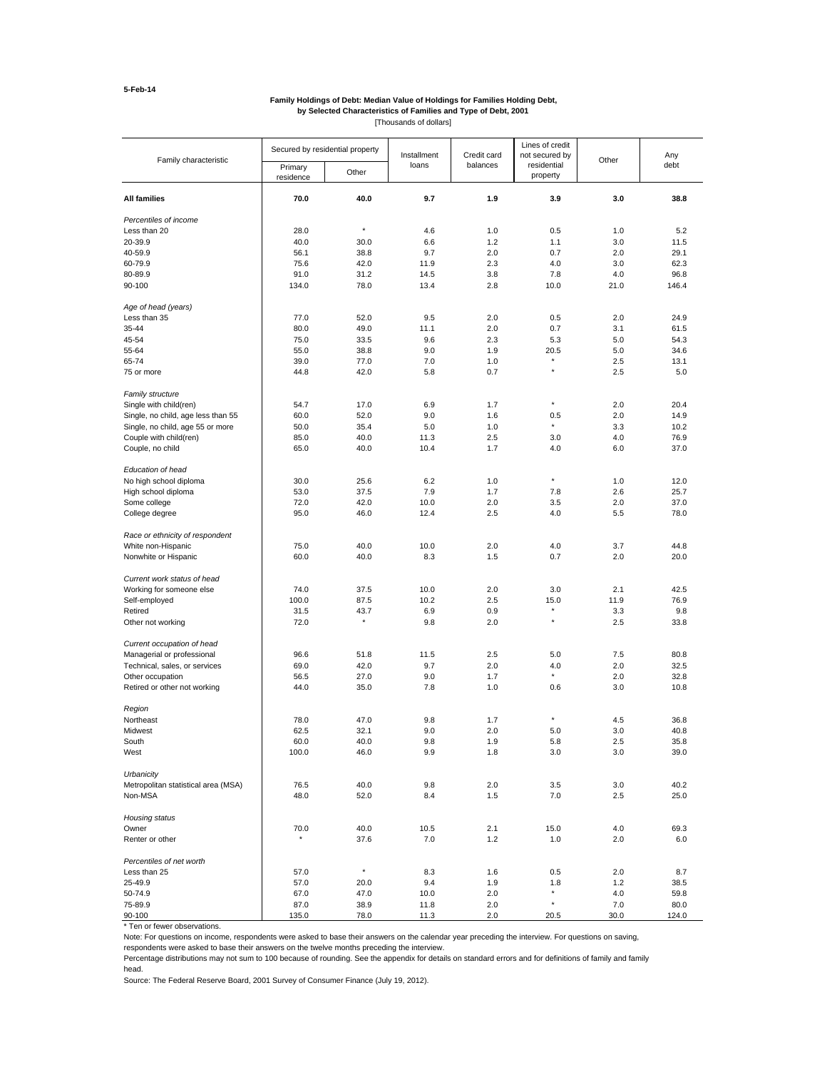5-Feb-14

**Family Holdings of Debt: Median Value of Holdings for Families Holding Debt, by Selected Characteristics of Families and Type of Debt, 2001**

[Thousands of dollars]

| Family characteristic | Secured by residential property | | Installment loans | Credit card balances | Lines of credit not secured by residential property | Other | Any debt |
|---|---|---|---|---|---|---|---|
| | Primary residence | Other | | | | | |
| **All families** | **70.0** | **40.0** | **9.7** | **1.9** | **3.9** | **3.0** | **38.8** |
| *Percentiles of income* | | | | | | | |
| Less than 20 | 28.0 | * | 4.6 | 1.0 | 0.5 | 1.0 | 5.2 |
| 20-39.9 | 40.0 | 30.0 | 6.6 | 1.2 | 1.1 | 3.0 | 11.5 |
| 40-59.9 | 56.1 | 38.8 | 9.7 | 2.0 | 0.7 | 2.0 | 29.1 |
| 60-79.9 | 75.6 | 42.0 | 11.9 | 2.3 | 4.0 | 3.0 | 62.3 |
| 80-89.9 | 91.0 | 31.2 | 14.5 | 3.8 | 7.8 | 4.0 | 96.8 |
| 90-100 | 134.0 | 78.0 | 13.4 | 2.8 | 10.0 | 21.0 | 146.4 |
| *Age of head (years)* | | | | | | | |
| Less than 35 | 77.0 | 52.0 | 9.5 | 2.0 | 0.5 | 2.0 | 24.9 |
| 35-44 | 80.0 | 49.0 | 11.1 | 2.0 | 0.7 | 3.1 | 61.5 |
| 45-54 | 75.0 | 33.5 | 9.6 | 2.3 | 5.3 | 5.0 | 54.3 |
| 55-64 | 55.0 | 38.8 | 9.0 | 1.9 | 20.5 | 5.0 | 34.6 |
| 65-74 | 39.0 | 77.0 | 7.0 | 1.0 | * | 2.5 | 13.1 |
| 75 or more | 44.8 | 42.0 | 5.8 | 0.7 | * | 2.5 | 5.0 |
| *Family structure* | | | | | | | |
| Single with child(ren) | 54.7 | 17.0 | 6.9 | 1.7 | * | 2.0 | 20.4 |
| Single, no child, age less than 55 | 60.0 | 52.0 | 9.0 | 1.6 | 0.5 | 2.0 | 14.9 |
| Single, no child, age 55 or more | 50.0 | 35.4 | 5.0 | 1.0 | * | 3.3 | 10.2 |
| Couple with child(ren) | 85.0 | 40.0 | 11.3 | 2.5 | 3.0 | 4.0 | 76.9 |
| Couple, no child | 65.0 | 40.0 | 10.4 | 1.7 | 4.0 | 6.0 | 37.0 |
| *Education of head* | | | | | | | |
| No high school diploma | 30.0 | 25.6 | 6.2 | 1.0 | * | 1.0 | 12.0 |
| High school diploma | 53.0 | 37.5 | 7.9 | 1.7 | 7.8 | 2.6 | 25.7 |
| Some college | 72.0 | 42.0 | 10.0 | 2.0 | 3.5 | 2.0 | 37.0 |
| College degree | 95.0 | 46.0 | 12.4 | 2.5 | 4.0 | 5.5 | 78.0 |
| *Race or ethnicity of respondent* | | | | | | | |
| White non-Hispanic | 75.0 | 40.0 | 10.0 | 2.0 | 4.0 | 3.7 | 44.8 |
| Nonwhite or Hispanic | 60.0 | 40.0 | 8.3 | 1.5 | 0.7 | 2.0 | 20.0 |
| *Current work status of head* | | | | | | | |
| Working for someone else | 74.0 | 37.5 | 10.0 | 2.0 | 3.0 | 2.1 | 42.5 |
| Self-employed | 100.0 | 87.5 | 10.2 | 2.5 | 15.0 | 11.9 | 76.9 |
| Retired | 31.5 | 43.7 | 6.9 | 0.9 | * | 3.3 | 9.8 |
| Other not working | 72.0 | * | 9.8 | 2.0 | * | 2.5 | 33.8 |
| *Current occupation of head* | | | | | | | |
| Managerial or professional | 96.6 | 51.8 | 11.5 | 2.5 | 5.0 | 7.5 | 80.8 |
| Technical, sales, or services | 69.0 | 42.0 | 9.7 | 2.0 | 4.0 | 2.0 | 32.5 |
| Other occupation | 56.5 | 27.0 | 9.0 | 1.7 | * | 2.0 | 32.8 |
| Retired or other not working | 44.0 | 35.0 | 7.8 | 1.0 | 0.6 | 3.0 | 10.8 |
| *Region* | | | | | | | |
| Northeast | 78.0 | 47.0 | 9.8 | 1.7 | * | 4.5 | 36.8 |
| Midwest | 62.5 | 32.1 | 9.0 | 2.0 | 5.0 | 3.0 | 40.8 |
| South | 60.0 | 40.0 | 9.8 | 1.9 | 5.8 | 2.5 | 35.8 |
| West | 100.0 | 46.0 | 9.9 | 1.8 | 3.0 | 3.0 | 39.0 |
| *Urbanicity* | | | | | | | |
| Metropolitan statistical area (MSA) | 76.5 | 40.0 | 9.8 | 2.0 | 3.5 | 3.0 | 40.2 |
| Non-MSA | 48.0 | 52.0 | 8.4 | 1.5 | 7.0 | 2.5 | 25.0 |
| *Housing status* | | | | | | | |
| Owner | 70.0 | 40.0 | 10.5 | 2.1 | 15.0 | 4.0 | 69.3 |
| Renter or other | * | 37.6 | 7.0 | 1.2 | 1.0 | 2.0 | 6.0 |
| *Percentiles of net worth* | | | | | | | |
| Less than 25 | 57.0 | * | 8.3 | 1.6 | 0.5 | 2.0 | 8.7 |
| 25-49.9 | 57.0 | 20.0 | 9.4 | 1.9 | 1.8 | 1.2 | 38.5 |
| 50-74.9 | 67.0 | 47.0 | 10.0 | 2.0 | * | 4.0 | 59.8 |
| 75-89.9 | 87.0 | 38.9 | 11.8 | 2.0 | * | 7.0 | 80.0 |
| 90-100 | 135.0 | 78.0 | 11.3 | 2.0 | 20.5 | 30.0 | 124.0 |

* Ten or fewer observations.

Note: For questions on income, respondents were asked to base their answers on the calendar year preceding the interview. For questions on saving, respondents were asked to base their answers on the twelve months preceding the interview.

Percentage distributions may not sum to 100 because of rounding. See the appendix for details on standard errors and for definitions of family and family head.

Source: The Federal Reserve Board, 2001 Survey of Consumer Finance (July 19, 2012).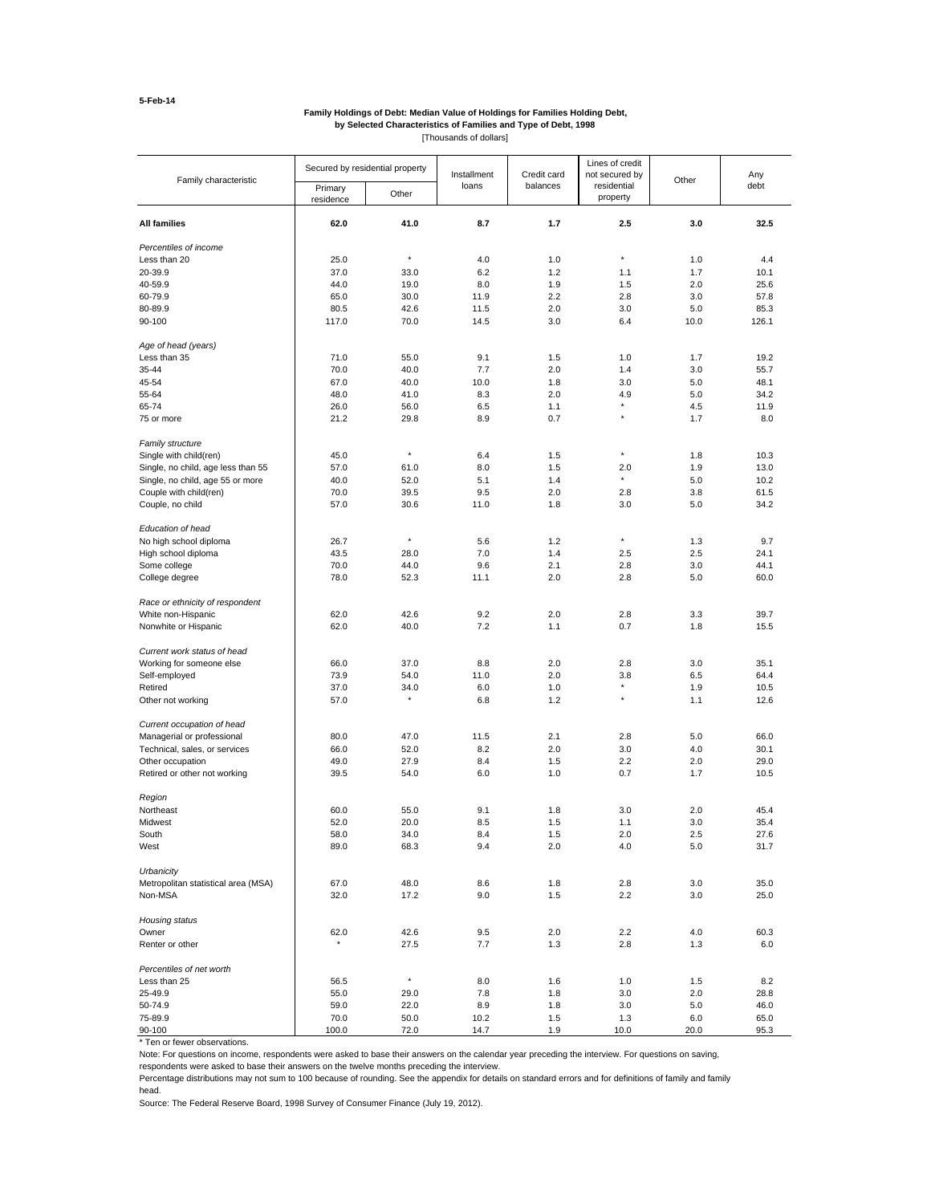5-Feb-14

**Family Holdings of Debt: Median Value of Holdings for Families Holding Debt, by Selected Characteristics of Families and Type of Debt, 1998**

[Thousands of dollars]

| Family characteristic | Secured by residential property | | Installment loans | Credit card balances | Lines of credit not secured by residential property | Other | Any debt |
|---|---|---|---|---|---|---|---|
| | Primary residence | Other | | | | | |
| **All families** | **62.0** | **41.0** | **8.7** | **1.7** | **2.5** | **3.0** | **32.5** |
| *Percentiles of income* | | | | | | | |
| Less than 20 | 25.0 | * | 4.0 | 1.0 | * | 1.0 | 4.4 |
| 20-39.9 | 37.0 | 33.0 | 6.2 | 1.2 | 1.1 | 1.7 | 10.1 |
| 40-59.9 | 44.0 | 19.0 | 8.0 | 1.9 | 1.5 | 2.0 | 25.6 |
| 60-79.9 | 65.0 | 30.0 | 11.9 | 2.2 | 2.8 | 3.0 | 57.8 |
| 80-89.9 | 80.5 | 42.6 | 11.5 | 2.0 | 3.0 | 5.0 | 85.3 |
| 90-100 | 117.0 | 70.0 | 14.5 | 3.0 | 6.4 | 10.0 | 126.1 |
| *Age of head (years)* | | | | | | | |
| Less than 35 | 71.0 | 55.0 | 9.1 | 1.5 | 1.0 | 1.7 | 19.2 |
| 35-44 | 70.0 | 40.0 | 7.7 | 2.0 | 1.4 | 3.0 | 55.7 |
| 45-54 | 67.0 | 40.0 | 10.0 | 1.8 | 3.0 | 5.0 | 48.1 |
| 55-64 | 48.0 | 41.0 | 8.3 | 2.0 | 4.9 | 5.0 | 34.2 |
| 65-74 | 26.0 | 56.0 | 6.5 | 1.1 | * | 4.5 | 11.9 |
| 75 or more | 21.2 | 29.8 | 8.9 | 0.7 | * | 1.7 | 8.0 |
| *Family structure* | | | | | | | |
| Single with child(ren) | 45.0 | * | 6.4 | 1.5 | * | 1.8 | 10.3 |
| Single, no child, age less than 55 | 57.0 | 61.0 | 8.0 | 1.5 | 2.0 | 1.9 | 13.0 |
| Single, no child, age 55 or more | 40.0 | 52.0 | 5.1 | 1.4 | * | 5.0 | 10.2 |
| Couple with child(ren) | 70.0 | 39.5 | 9.5 | 2.0 | 2.8 | 3.8 | 61.5 |
| Couple, no child | 57.0 | 30.6 | 11.0 | 1.8 | 3.0 | 5.0 | 34.2 |
| *Education of head* | | | | | | | |
| No high school diploma | 26.7 | * | 5.6 | 1.2 | * | 1.3 | 9.7 |
| High school diploma | 43.5 | 28.0 | 7.0 | 1.4 | 2.5 | 2.5 | 24.1 |
| Some college | 70.0 | 44.0 | 9.6 | 2.1 | 2.8 | 3.0 | 44.1 |
| College degree | 78.0 | 52.3 | 11.1 | 2.0 | 2.8 | 5.0 | 60.0 |
| *Race or ethnicity of respondent* | | | | | | | |
| White non-Hispanic | 62.0 | 42.6 | 9.2 | 2.0 | 2.8 | 3.3 | 39.7 |
| Nonwhite or Hispanic | 62.0 | 40.0 | 7.2 | 1.1 | 0.7 | 1.8 | 15.5 |
| *Current work status of head* | | | | | | | |
| Working for someone else | 66.0 | 37.0 | 8.8 | 2.0 | 2.8 | 3.0 | 35.1 |
| Self-employed | 73.9 | 54.0 | 11.0 | 2.0 | 3.8 | 6.5 | 64.4 |
| Retired | 37.0 | 34.0 | 6.0 | 1.0 | * | 1.9 | 10.5 |
| Other not working | 57.0 | * | 6.8 | 1.2 | * | 1.1 | 12.6 |
| *Current occupation of head* | | | | | | | |
| Managerial or professional | 80.0 | 47.0 | 11.5 | 2.1 | 2.8 | 5.0 | 66.0 |
| Technical, sales, or services | 66.0 | 52.0 | 8.2 | 2.0 | 3.0 | 4.0 | 30.1 |
| Other occupation | 49.0 | 27.9 | 8.4 | 1.5 | 2.2 | 2.0 | 29.0 |
| Retired or other not working | 39.5 | 54.0 | 6.0 | 1.0 | 0.7 | 1.7 | 10.5 |
| *Region* | | | | | | | |
| Northeast | 60.0 | 55.0 | 9.1 | 1.8 | 3.0 | 2.0 | 45.4 |
| Midwest | 52.0 | 20.0 | 8.5 | 1.5 | 1.1 | 3.0 | 35.4 |
| South | 58.0 | 34.0 | 8.4 | 1.5 | 2.0 | 2.5 | 27.6 |
| West | 89.0 | 68.3 | 9.4 | 2.0 | 4.0 | 5.0 | 31.7 |
| *Urbanicity* | | | | | | | |
| Metropolitan statistical area (MSA) | 67.0 | 48.0 | 8.6 | 1.8 | 2.8 | 3.0 | 35.0 |
| Non-MSA | 32.0 | 17.2 | 9.0 | 1.5 | 2.2 | 3.0 | 25.0 |
| *Housing status* | | | | | | | |
| Owner | 62.0 | 42.6 | 9.5 | 2.0 | 2.2 | 4.0 | 60.3 |
| Renter or other | * | 27.5 | 7.7 | 1.3 | 2.8 | 1.3 | 6.0 |
| *Percentiles of net worth* | | | | | | | |
| Less than 25 | 56.5 | * | 8.0 | 1.6 | 1.0 | 1.5 | 8.2 |
| 25-49.9 | 55.0 | 29.0 | 7.8 | 1.8 | 3.0 | 2.0 | 28.8 |
| 50-74.9 | 59.0 | 22.0 | 8.9 | 1.8 | 3.0 | 5.0 | 46.0 |
| 75-89.9 | 70.0 | 50.0 | 10.2 | 1.5 | 1.3 | 6.0 | 65.0 |
| 90-100 | 100.0 | 72.0 | 14.7 | 1.9 | 10.0 | 20.0 | 95.3 |

* Ten or fewer observations.

Note: For questions on income, respondents were asked to base their answers on the calendar year preceding the interview. For questions on saving, respondents were asked to base their answers on the twelve months preceding the interview.

Percentage distributions may not sum to 100 because of rounding. See the appendix for details on standard errors and for definitions of family and family head.

Source: The Federal Reserve Board, 1998 Survey of Consumer Finance (July 19, 2012).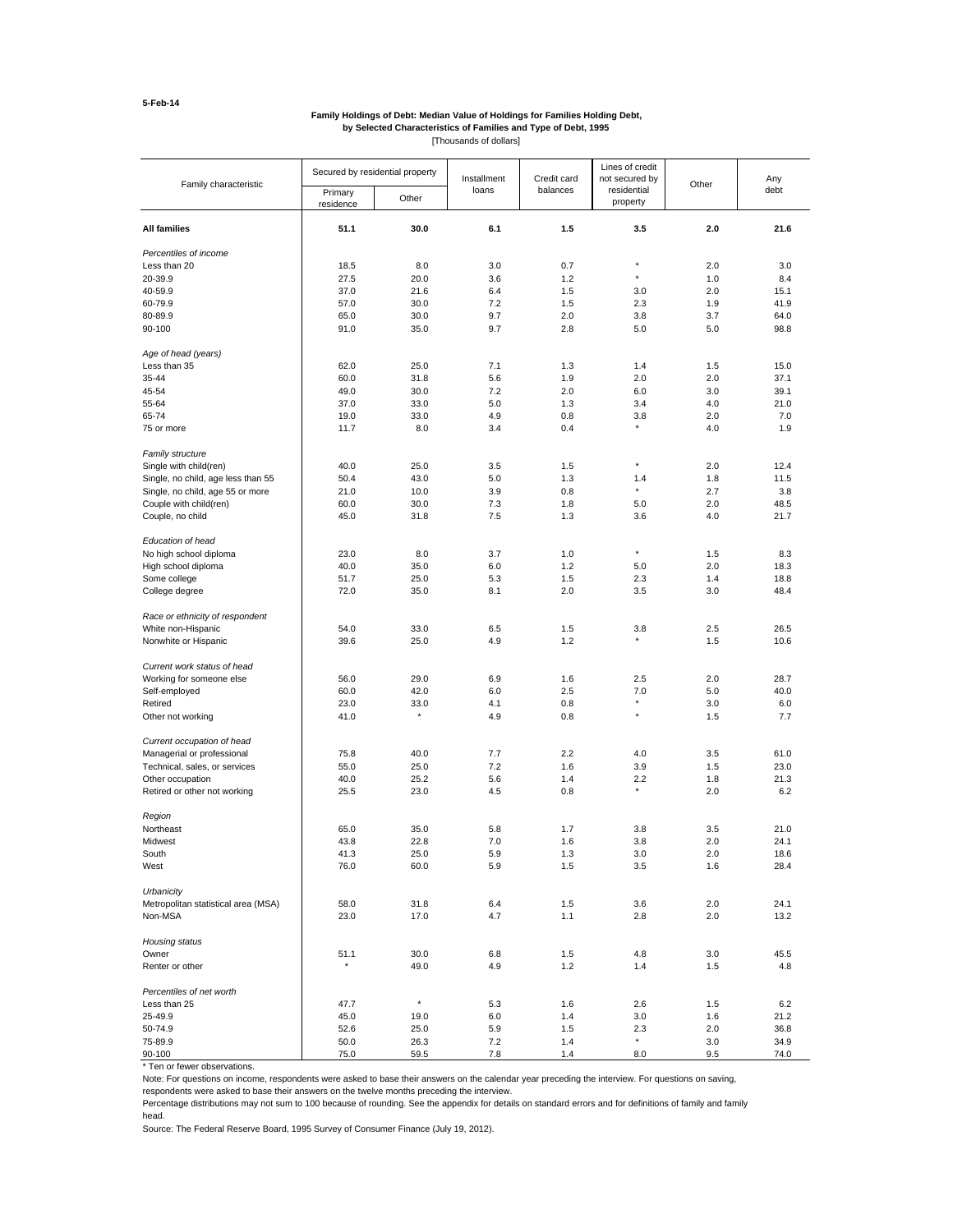5-Feb-14

**Family Holdings of Debt: Median Value of Holdings for Families Holding Debt, by Selected Characteristics of Families and Type of Debt, 1995**

[Thousands of dollars]

| Family characteristic | Secured by residential property | | Installment loans | Credit card balances | Lines of credit not secured by residential property | Other | Any debt |
|---|---|---|---|---|---|---|---|
| | Primary residence | Other | | | | | |
| **All families** | **51.1** | **30.0** | **6.1** | **1.5** | **3.5** | **2.0** | **21.6** |
| *Percentiles of income* | | | | | | | |
| Less than 20 | 18.5 | 8.0 | 3.0 | 0.7 | * | 2.0 | 3.0 |
| 20-39.9 | 27.5 | 20.0 | 3.6 | 1.2 | * | 1.0 | 8.4 |
| 40-59.9 | 37.0 | 21.6 | 6.4 | 1.5 | 3.0 | 2.0 | 15.1 |
| 60-79.9 | 57.0 | 30.0 | 7.2 | 1.5 | 2.3 | 1.9 | 41.9 |
| 80-89.9 | 65.0 | 30.0 | 9.7 | 2.0 | 3.8 | 3.7 | 64.0 |
| 90-100 | 91.0 | 35.0 | 9.7 | 2.8 | 5.0 | 5.0 | 98.8 |
| *Age of head (years)* | | | | | | | |
| Less than 35 | 62.0 | 25.0 | 7.1 | 1.3 | 1.4 | 1.5 | 15.0 |
| 35-44 | 60.0 | 31.8 | 5.6 | 1.9 | 2.0 | 2.0 | 37.1 |
| 45-54 | 49.0 | 30.0 | 7.2 | 2.0 | 6.0 | 3.0 | 39.1 |
| 55-64 | 37.0 | 33.0 | 5.0 | 1.3 | 3.4 | 4.0 | 21.0 |
| 65-74 | 19.0 | 33.0 | 4.9 | 0.8 | 3.8 | 2.0 | 7.0 |
| 75 or more | 11.7 | 8.0 | 3.4 | 0.4 | * | 4.0 | 1.9 |
| *Family structure* | | | | | | | |
| Single with child(ren) | 40.0 | 25.0 | 3.5 | 1.5 | * | 2.0 | 12.4 |
| Single, no child, age less than 55 | 50.4 | 43.0 | 5.0 | 1.3 | 1.4 | 1.8 | 11.5 |
| Single, no child, age 55 or more | 21.0 | 10.0 | 3.9 | 0.8 | * | 2.7 | 3.8 |
| Couple with child(ren) | 60.0 | 30.0 | 7.3 | 1.8 | 5.0 | 2.0 | 48.5 |
| Couple, no child | 45.0 | 31.8 | 7.5 | 1.3 | 3.6 | 4.0 | 21.7 |
| *Education of head* | | | | | | | |
| No high school diploma | 23.0 | 8.0 | 3.7 | 1.0 | * | 1.5 | 8.3 |
| High school diploma | 40.0 | 35.0 | 6.0 | 1.2 | 5.0 | 2.0 | 18.3 |
| Some college | 51.7 | 25.0 | 5.3 | 1.5 | 2.3 | 1.4 | 18.8 |
| College degree | 72.0 | 35.0 | 8.1 | 2.0 | 3.5 | 3.0 | 48.4 |
| *Race or ethnicity of respondent* | | | | | | | |
| White non-Hispanic | 54.0 | 33.0 | 6.5 | 1.5 | 3.8 | 2.5 | 26.5 |
| Nonwhite or Hispanic | 39.6 | 25.0 | 4.9 | 1.2 | * | 1.5 | 10.6 |
| *Current work status of head* | | | | | | | |
| Working for someone else | 56.0 | 29.0 | 6.9 | 1.6 | 2.5 | 2.0 | 28.7 |
| Self-employed | 60.0 | 42.0 | 6.0 | 2.5 | 7.0 | 5.0 | 40.0 |
| Retired | 23.0 | 33.0 | 4.1 | 0.8 | * | 3.0 | 6.0 |
| Other not working | 41.0 | * | 4.9 | 0.8 | * | 1.5 | 7.7 |
| *Current occupation of head* | | | | | | | |
| Managerial or professional | 75.8 | 40.0 | 7.7 | 2.2 | 4.0 | 3.5 | 61.0 |
| Technical, sales, or services | 55.0 | 25.0 | 7.2 | 1.6 | 3.9 | 1.5 | 23.0 |
| Other occupation | 40.0 | 25.2 | 5.6 | 1.4 | 2.2 | 1.8 | 21.3 |
| Retired or other not working | 25.5 | 23.0 | 4.5 | 0.8 | * | 2.0 | 6.2 |
| *Region* | | | | | | | |
| Northeast | 65.0 | 35.0 | 5.8 | 1.7 | 3.8 | 3.5 | 21.0 |
| Midwest | 43.8 | 22.8 | 7.0 | 1.6 | 3.8 | 2.0 | 24.1 |
| South | 41.3 | 25.0 | 5.9 | 1.3 | 3.0 | 2.0 | 18.6 |
| West | 76.0 | 60.0 | 5.9 | 1.5 | 3.5 | 1.6 | 28.4 |
| *Urbanicity* | | | | | | | |
| Metropolitan statistical area (MSA) | 58.0 | 31.8 | 6.4 | 1.5 | 3.6 | 2.0 | 24.1 |
| Non-MSA | 23.0 | 17.0 | 4.7 | 1.1 | 2.8 | 2.0 | 13.2 |
| *Housing status* | | | | | | | |
| Owner | 51.1 | 30.0 | 6.8 | 1.5 | 4.8 | 3.0 | 45.5 |
| Renter or other | * | 49.0 | 4.9 | 1.2 | 1.4 | 1.5 | 4.8 |
| *Percentiles of net worth* | | | | | | | |
| Less than 25 | 47.7 | * | 5.3 | 1.6 | 2.6 | 1.5 | 6.2 |
| 25-49.9 | 45.0 | 19.0 | 6.0 | 1.4 | 3.0 | 1.6 | 21.2 |
| 50-74.9 | 52.6 | 25.0 | 5.9 | 1.5 | 2.3 | 2.0 | 36.8 |
| 75-89.9 | 50.0 | 26.3 | 7.2 | 1.4 | * | 3.0 | 34.9 |
| 90-100 | 75.0 | 59.5 | 7.8 | 1.4 | 8.0 | 9.5 | 74.0 |

* Ten or fewer observations.

Note: For questions on income, respondents were asked to base their answers on the calendar year preceding the interview. For questions on saving, respondents were asked to base their answers on the twelve months preceding the interview.

Percentage distributions may not sum to 100 because of rounding. See the appendix for details on standard errors and for definitions of family and family head.

Source: The Federal Reserve Board, 1995 Survey of Consumer Finance (July 19, 2012).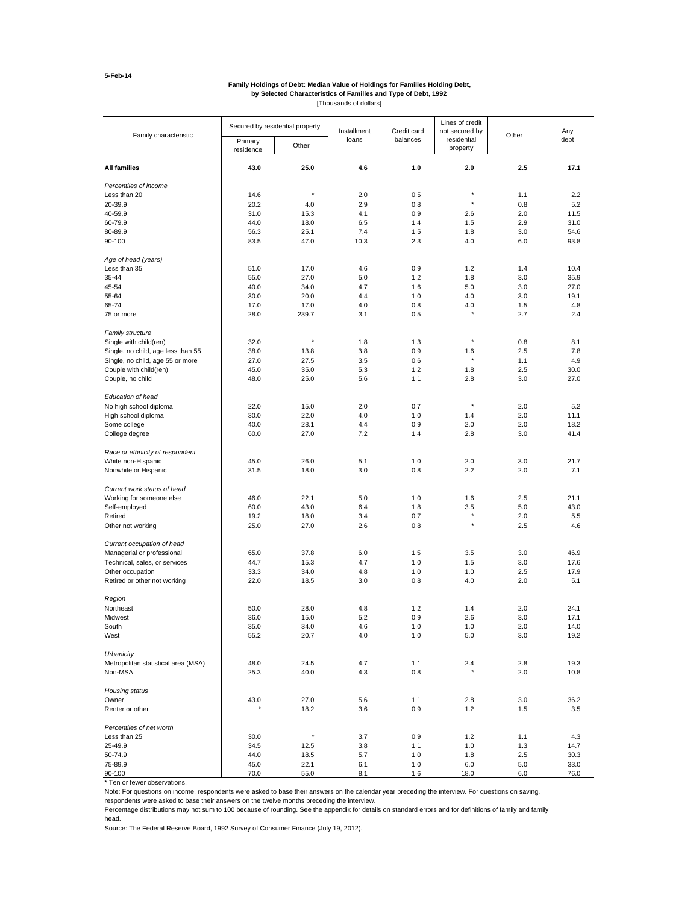5-Feb-14

**Family Holdings of Debt: Median Value of Holdings for Families Holding Debt, by Selected Characteristics of Families and Type of Debt, 1992**

[Thousands of dollars]

| Family characteristic | Secured by residential property | | Installment loans | Credit card balances | Lines of credit not secured by residential property | Other | Any debt |
|---|---|---|---|---|---|---|---|
| | Primary residence | Other | | | | | |
| **All families** | **43.0** | **25.0** | **4.6** | **1.0** | **2.0** | **2.5** | **17.1** |
| *Percentiles of income* | | | | | | | |
| Less than 20 | 14.6 | * | 2.0 | 0.5 | * | 1.1 | 2.2 |
| 20-39.9 | 20.2 | 4.0 | 2.9 | 0.8 | * | 0.8 | 5.2 |
| 40-59.9 | 31.0 | 15.3 | 4.1 | 0.9 | 2.6 | 2.0 | 11.5 |
| 60-79.9 | 44.0 | 18.0 | 6.5 | 1.4 | 1.5 | 2.9 | 31.0 |
| 80-89.9 | 56.3 | 25.1 | 7.4 | 1.5 | 1.8 | 3.0 | 54.6 |
| 90-100 | 83.5 | 47.0 | 10.3 | 2.3 | 4.0 | 6.0 | 93.8 |
| *Age of head (years)* | | | | | | | |
| Less than 35 | 51.0 | 17.0 | 4.6 | 0.9 | 1.2 | 1.4 | 10.4 |
| 35-44 | 55.0 | 27.0 | 5.0 | 1.2 | 1.8 | 3.0 | 35.9 |
| 45-54 | 40.0 | 34.0 | 4.7 | 1.6 | 5.0 | 3.0 | 27.0 |
| 55-64 | 30.0 | 20.0 | 4.4 | 1.0 | 4.0 | 3.0 | 19.1 |
| 65-74 | 17.0 | 17.0 | 4.0 | 0.8 | 4.0 | 1.5 | 4.8 |
| 75 or more | 28.0 | 239.7 | 3.1 | 0.5 | * | 2.7 | 2.4 |
| *Family structure* | | | | | | | |
| Single with child(ren) | 32.0 | * | 1.8 | 1.3 | * | 0.8 | 8.1 |
| Single, no child, age less than 55 | 38.0 | 13.8 | 3.8 | 0.9 | 1.6 | 2.5 | 7.8 |
| Single, no child, age 55 or more | 27.0 | 27.5 | 3.5 | 0.6 | * | 1.1 | 4.9 |
| Couple with child(ren) | 45.0 | 35.0 | 5.3 | 1.2 | 1.8 | 2.5 | 30.0 |
| Couple, no child | 48.0 | 25.0 | 5.6 | 1.1 | 2.8 | 3.0 | 27.0 |
| *Education of head* | | | | | | | |
| No high school diploma | 22.0 | 15.0 | 2.0 | 0.7 | * | 2.0 | 5.2 |
| High school diploma | 30.0 | 22.0 | 4.0 | 1.0 | 1.4 | 2.0 | 11.1 |
| Some college | 40.0 | 28.1 | 4.4 | 0.9 | 2.0 | 2.0 | 18.2 |
| College degree | 60.0 | 27.0 | 7.2 | 1.4 | 2.8 | 3.0 | 41.4 |
| *Race or ethnicity of respondent* | | | | | | | |
| White non-Hispanic | 45.0 | 26.0 | 5.1 | 1.0 | 2.0 | 3.0 | 21.7 |
| Nonwhite or Hispanic | 31.5 | 18.0 | 3.0 | 0.8 | 2.2 | 2.0 | 7.1 |
| *Current work status of head* | | | | | | | |
| Working for someone else | 46.0 | 22.1 | 5.0 | 1.0 | 1.6 | 2.5 | 21.1 |
| Self-employed | 60.0 | 43.0 | 6.4 | 1.8 | 3.5 | 5.0 | 43.0 |
| Retired | 19.2 | 18.0 | 3.4 | 0.7 | * | 2.0 | 5.5 |
| Other not working | 25.0 | 27.0 | 2.6 | 0.8 | * | 2.5 | 4.6 |
| *Current occupation of head* | | | | | | | |
| Managerial or professional | 65.0 | 37.8 | 6.0 | 1.5 | 3.5 | 3.0 | 46.9 |
| Technical, sales, or services | 44.7 | 15.3 | 4.7 | 1.0 | 1.5 | 3.0 | 17.6 |
| Other occupation | 33.3 | 34.0 | 4.8 | 1.0 | 1.0 | 2.5 | 17.9 |
| Retired or other not working | 22.0 | 18.5 | 3.0 | 0.8 | 4.0 | 2.0 | 5.1 |
| *Region* | | | | | | | |
| Northeast | 50.0 | 28.0 | 4.8 | 1.2 | 1.4 | 2.0 | 24.1 |
| Midwest | 36.0 | 15.0 | 5.2 | 0.9 | 2.6 | 3.0 | 17.1 |
| South | 35.0 | 34.0 | 4.6 | 1.0 | 1.0 | 2.0 | 14.0 |
| West | 55.2 | 20.7 | 4.0 | 1.0 | 5.0 | 3.0 | 19.2 |
| *Urbanicity* | | | | | | | |
| Metropolitan statistical area (MSA) | 48.0 | 24.5 | 4.7 | 1.1 | 2.4 | 2.8 | 19.3 |
| Non-MSA | 25.3 | 40.0 | 4.3 | 0.8 | * | 2.0 | 10.8 |
| *Housing status* | | | | | | | |
| Owner | 43.0 | 27.0 | 5.6 | 1.1 | 2.8 | 3.0 | 36.2 |
| Renter or other | * | 18.2 | 3.6 | 0.9 | 1.2 | 1.5 | 3.5 |
| *Percentiles of net worth* | | | | | | | |
| Less than 25 | 30.0 | * | 3.7 | 0.9 | 1.2 | 1.1 | 4.3 |
| 25-49.9 | 34.5 | 12.5 | 3.8 | 1.1 | 1.0 | 1.3 | 14.7 |
| 50-74.9 | 44.0 | 18.5 | 5.7 | 1.0 | 1.8 | 2.5 | 30.3 |
| 75-89.9 | 45.0 | 22.1 | 6.1 | 1.0 | 6.0 | 5.0 | 33.0 |
| 90-100 | 70.0 | 55.0 | 8.1 | 1.6 | 18.0 | 6.0 | 76.0 |

\* Ten or fewer observations.

Note: For questions on income, respondents were asked to base their answers on the calendar year preceding the interview. For questions on saving, respondents were asked to base their answers on the twelve months preceding the interview.

Percentage distributions may not sum to 100 because of rounding. See the appendix for details on standard errors and for definitions of family and family head.

Source: The Federal Reserve Board, 1992 Survey of Consumer Finance (July 19, 2012).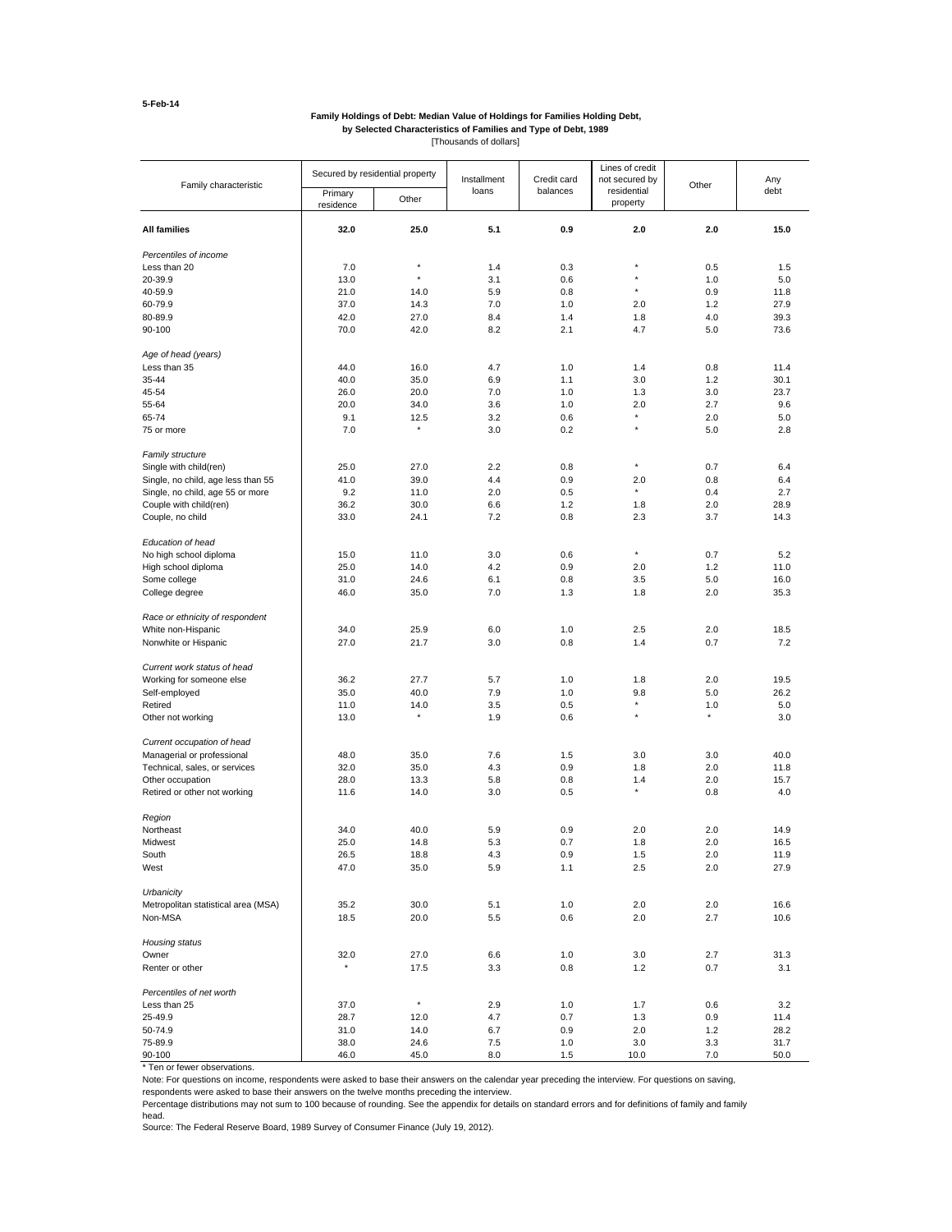5-Feb-14

**Family Holdings of Debt: Median Value of Holdings for Families Holding Debt, by Selected Characteristics of Families and Type of Debt, 1989**
[Thousands of dollars]

| Family characteristic | Secured by residential property | | Installment loans | Credit card balances | Lines of credit not secured by residential property | Other | Any debt |
|---|---|---|---|---|---|---|---|
| | Primary residence | Other | | | | | |
| **All families** | **32.0** | **25.0** | **5.1** | **0.9** | **2.0** | **2.0** | **15.0** |
| *Percentiles of income* | | | | | | | |
| Less than 20 | 7.0 | * | 1.4 | 0.3 | * | 0.5 | 1.5 |
| 20-39.9 | 13.0 | * | 3.1 | 0.6 | * | 1.0 | 5.0 |
| 40-59.9 | 21.0 | 14.0 | 5.9 | 0.8 | * | 0.9 | 11.8 |
| 60-79.9 | 37.0 | 14.3 | 7.0 | 1.0 | 2.0 | 1.2 | 27.9 |
| 80-89.9 | 42.0 | 27.0 | 8.4 | 1.4 | 1.8 | 4.0 | 39.3 |
| 90-100 | 70.0 | 42.0 | 8.2 | 2.1 | 4.7 | 5.0 | 73.6 |
| *Age of head (years)* | | | | | | | |
| Less than 35 | 44.0 | 16.0 | 4.7 | 1.0 | 1.4 | 0.8 | 11.4 |
| 35-44 | 40.0 | 35.0 | 6.9 | 1.1 | 3.0 | 1.2 | 30.1 |
| 45-54 | 26.0 | 20.0 | 7.0 | 1.0 | 1.3 | 3.0 | 23.7 |
| 55-64 | 20.0 | 34.0 | 3.6 | 1.0 | 2.0 | 2.7 | 9.6 |
| 65-74 | 9.1 | 12.5 | 3.2 | 0.6 | * | 2.0 | 5.0 |
| 75 or more | 7.0 | * | 3.0 | 0.2 | * | 5.0 | 2.8 |
| *Family structure* | | | | | | | |
| Single with child(ren) | 25.0 | 27.0 | 2.2 | 0.8 | * | 0.7 | 6.4 |
| Single, no child, age less than 55 | 41.0 | 39.0 | 4.4 | 0.9 | 2.0 | 0.8 | 6.4 |
| Single, no child, age 55 or more | 9.2 | 11.0 | 2.0 | 0.5 | * | 0.4 | 2.7 |
| Couple with child(ren) | 36.2 | 30.0 | 6.6 | 1.2 | 1.8 | 2.0 | 28.9 |
| Couple, no child | 33.0 | 24.1 | 7.2 | 0.8 | 2.3 | 3.7 | 14.3 |
| *Education of head* | | | | | | | |
| No high school diploma | 15.0 | 11.0 | 3.0 | 0.6 | * | 0.7 | 5.2 |
| High school diploma | 25.0 | 14.0 | 4.2 | 0.9 | 2.0 | 1.2 | 11.0 |
| Some college | 31.0 | 24.6 | 6.1 | 0.8 | 3.5 | 5.0 | 16.0 |
| College degree | 46.0 | 35.0 | 7.0 | 1.3 | 1.8 | 2.0 | 35.3 |
| *Race or ethnicity of respondent* | | | | | | | |
| White non-Hispanic | 34.0 | 25.9 | 6.0 | 1.0 | 2.5 | 2.0 | 18.5 |
| Nonwhite or Hispanic | 27.0 | 21.7 | 3.0 | 0.8 | 1.4 | 0.7 | 7.2 |
| *Current work status of head* | | | | | | | |
| Working for someone else | 36.2 | 27.7 | 5.7 | 1.0 | 1.8 | 2.0 | 19.5 |
| Self-employed | 35.0 | 40.0 | 7.9 | 1.0 | 9.8 | 5.0 | 26.2 |
| Retired | 11.0 | 14.0 | 3.5 | 0.5 | * | 1.0 | 5.0 |
| Other not working | 13.0 | * | 1.9 | 0.6 | * | * | 3.0 |
| *Current occupation of head* | | | | | | | |
| Managerial or professional | 48.0 | 35.0 | 7.6 | 1.5 | 3.0 | 3.0 | 40.0 |
| Technical, sales, or services | 32.0 | 35.0 | 4.3 | 0.9 | 1.8 | 2.0 | 11.8 |
| Other occupation | 28.0 | 13.3 | 5.8 | 0.8 | 1.4 | 2.0 | 15.7 |
| Retired or other not working | 11.6 | 14.0 | 3.0 | 0.5 | * | 0.8 | 4.0 |
| *Region* | | | | | | | |
| Northeast | 34.0 | 40.0 | 5.9 | 0.9 | 2.0 | 2.0 | 14.9 |
| Midwest | 25.0 | 14.8 | 5.3 | 0.7 | 1.8 | 2.0 | 16.5 |
| South | 26.5 | 18.8 | 4.3 | 0.9 | 1.5 | 2.0 | 11.9 |
| West | 47.0 | 35.0 | 5.9 | 1.1 | 2.5 | 2.0 | 27.9 |
| *Urbanicity* | | | | | | | |
| Metropolitan statistical area (MSA) | 35.2 | 30.0 | 5.1 | 1.0 | 2.0 | 2.0 | 16.6 |
| Non-MSA | 18.5 | 20.0 | 5.5 | 0.6 | 2.0 | 2.7 | 10.6 |
| *Housing status* | | | | | | | |
| Owner | 32.0 | 27.0 | 6.6 | 1.0 | 3.0 | 2.7 | 31.3 |
| Renter or other | * | 17.5 | 3.3 | 0.8 | 1.2 | 0.7 | 3.1 |
| *Percentiles of net worth* | | | | | | | |
| Less than 25 | 37.0 | * | 2.9 | 1.0 | 1.7 | 0.6 | 3.2 |
| 25-49.9 | 28.7 | 12.0 | 4.7 | 0.7 | 1.3 | 0.9 | 11.4 |
| 50-74.9 | 31.0 | 14.0 | 6.7 | 0.9 | 2.0 | 1.2 | 28.2 |
| 75-89.9 | 38.0 | 24.6 | 7.5 | 1.0 | 3.0 | 3.3 | 31.7 |
| 90-100 | 46.0 | 45.0 | 8.0 | 1.5 | 10.0 | 7.0 | 50.0 |

* Ten or fewer observations.

Note: For questions on income, respondents were asked to base their answers on the calendar year preceding the interview. For questions on saving, respondents were asked to base their answers on the twelve months preceding the interview.

Percentage distributions may not sum to 100 because of rounding. See the appendix for details on standard errors and for definitions of family and family head.

Source: The Federal Reserve Board, 1989 Survey of Consumer Finance (July 19, 2012).